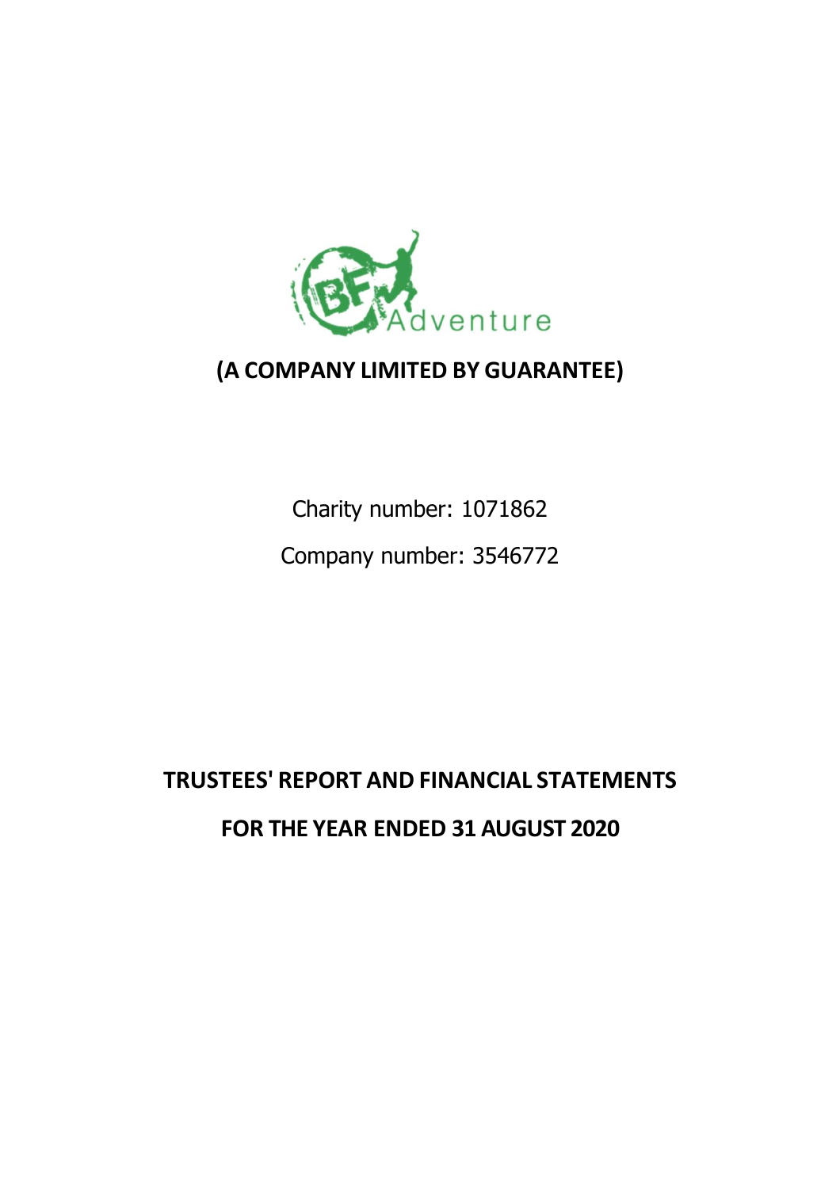BF Adventure

**(A COMPANY LIMITED BY GUARANTEE)**

Charity number: 1071862

Company number: 3546772

# TRUSTEES' REPORT AND FINANCIAL STATEMENTS

# FOR THE YEAR ENDED 31 AUGUST 2020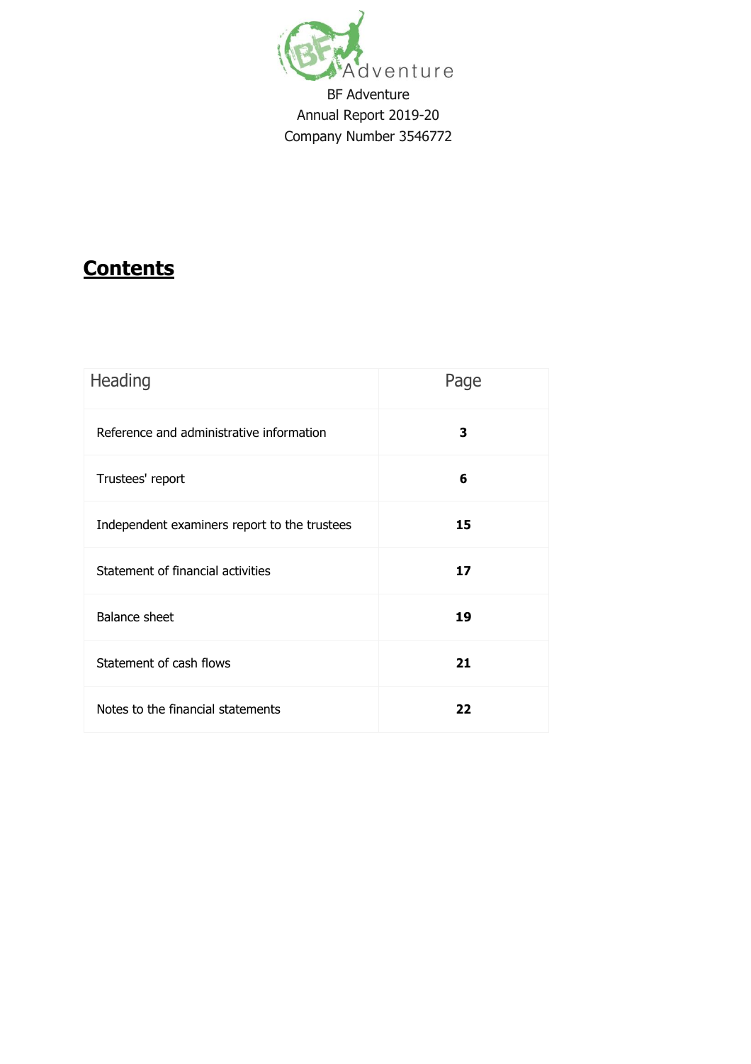BF Adventure
Annual Report 2019-20
Company Number 3546772

## Contents

| Heading | Page |
|---|---|
| Reference and administrative information | **3** |
| Trustees' report | **6** |
| Independent examiners report to the trustees | **15** |
| Statement of financial activities | **17** |
| Balance sheet | **19** |
| Statement of cash flows | **21** |
| Notes to the financial statements | **22** |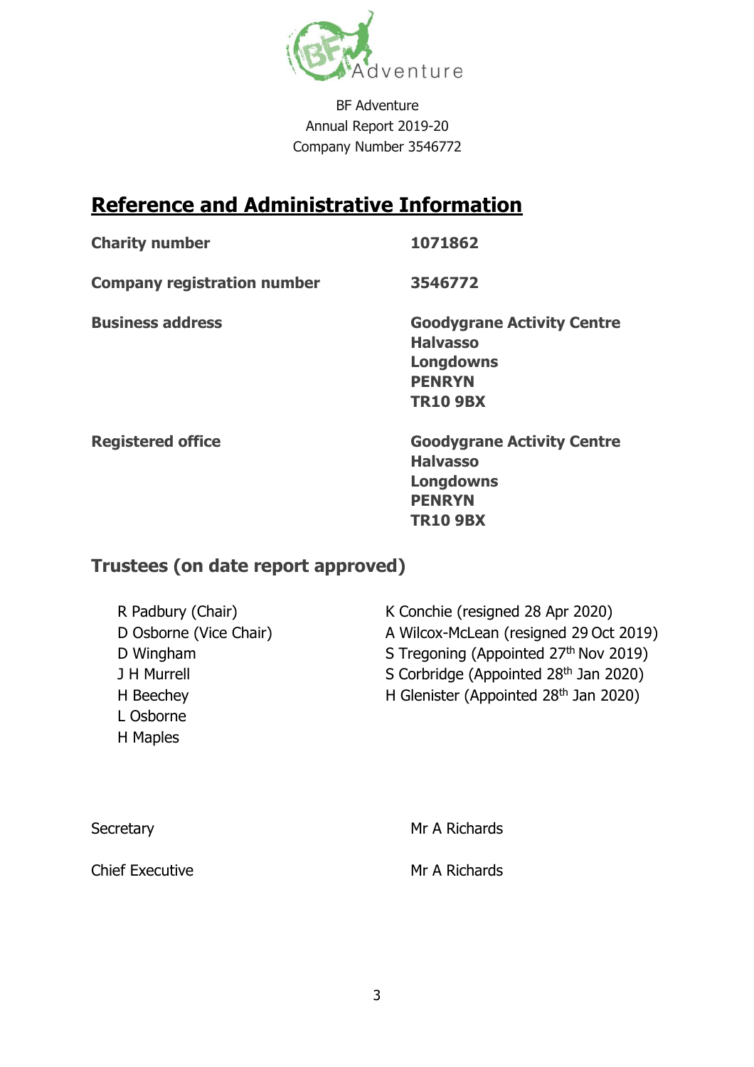BF Adventure
Annual Report 2019-20
Company Number 3546772

## Reference and Administrative Information

**Charity number** **1071862**

**Company registration number** **3546772**

**Business address**
**Goodygrane Activity Centre**
**Halvasso**
**Longdowns**
**PENRYN**
**TR10 9BX**

**Registered office**
**Goodygrane Activity Centre**
**Halvasso**
**Longdowns**
**PENRYN**
**TR10 9BX**

### Trustees (on date report approved)

- R Padbury (Chair)
- D Osborne (Vice Chair)
- D Wingham
- J H Murrell
- H Beechey
- L Osborne
- H Maples
- K Conchie (resigned 28 Apr 2020)
- A Wilcox-McLean (resigned 29 Oct 2019)
- S Tregoning (Appointed 27th Nov 2019)
- S Corbridge (Appointed 28th Jan 2020)
- H Glenister (Appointed 28th Jan 2020)

Secretary Mr A Richards

Chief Executive Mr A Richards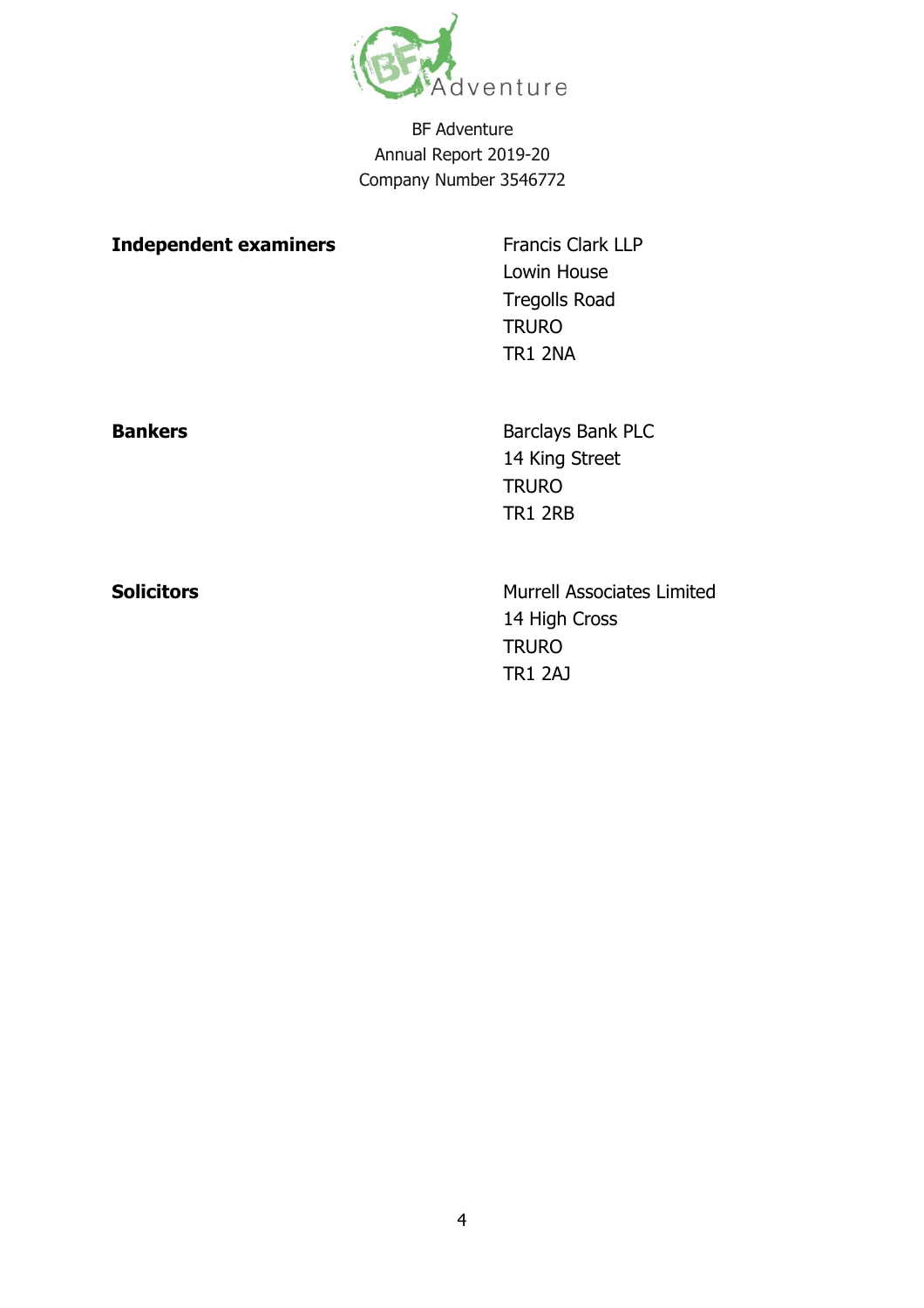BF Adventure
Annual Report 2019-20
Company Number 3546772

| | |
|---|---|
| **Independent examiners** | Francis Clark LLP<br>Lowin House<br>Tregolls Road<br>TRURO<br>TR1 2NA |
| **Bankers** | Barclays Bank PLC<br>14 King Street<br>TRURO<br>TR1 2RB |
| **Solicitors** | Murrell Associates Limited<br>14 High Cross<br>TRURO<br>TR1 2AJ |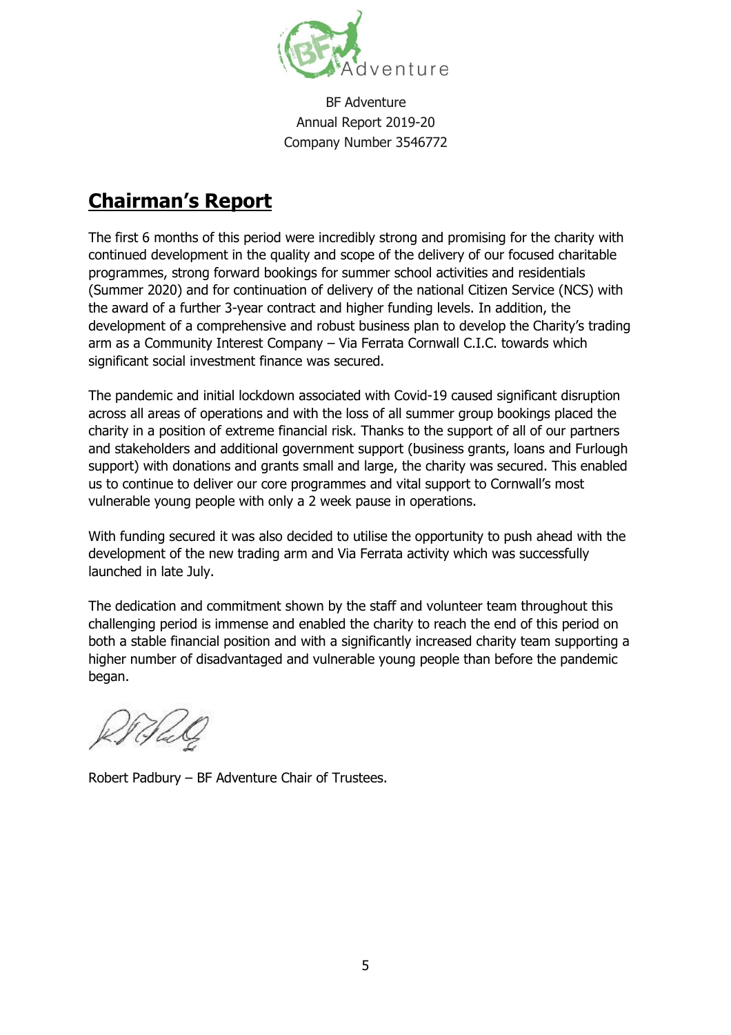BF Adventure
Annual Report 2019-20
Company Number 3546772

# Chairman's Report

The first 6 months of this period were incredibly strong and promising for the charity with continued development in the quality and scope of the delivery of our focused charitable programmes, strong forward bookings for summer school activities and residentials (Summer 2020) and for continuation of delivery of the national Citizen Service (NCS) with the award of a further 3-year contract and higher funding levels. In addition, the development of a comprehensive and robust business plan to develop the Charity's trading arm as a Community Interest Company – Via Ferrata Cornwall C.I.C. towards which significant social investment finance was secured.

The pandemic and initial lockdown associated with Covid-19 caused significant disruption across all areas of operations and with the loss of all summer group bookings placed the charity in a position of extreme financial risk. Thanks to the support of all of our partners and stakeholders and additional government support (business grants, loans and Furlough support) with donations and grants small and large, the charity was secured. This enabled us to continue to deliver our core programmes and vital support to Cornwall's most vulnerable young people with only a 2 week pause in operations.

With funding secured it was also decided to utilise the opportunity to push ahead with the development of the new trading arm and Via Ferrata activity which was successfully launched in late July.

The dedication and commitment shown by the staff and volunteer team throughout this challenging period is immense and enabled the charity to reach the end of this period on both a stable financial position and with a significantly increased charity team supporting a higher number of disadvantaged and vulnerable young people than before the pandemic began.

Robert Padbury – BF Adventure Chair of Trustees.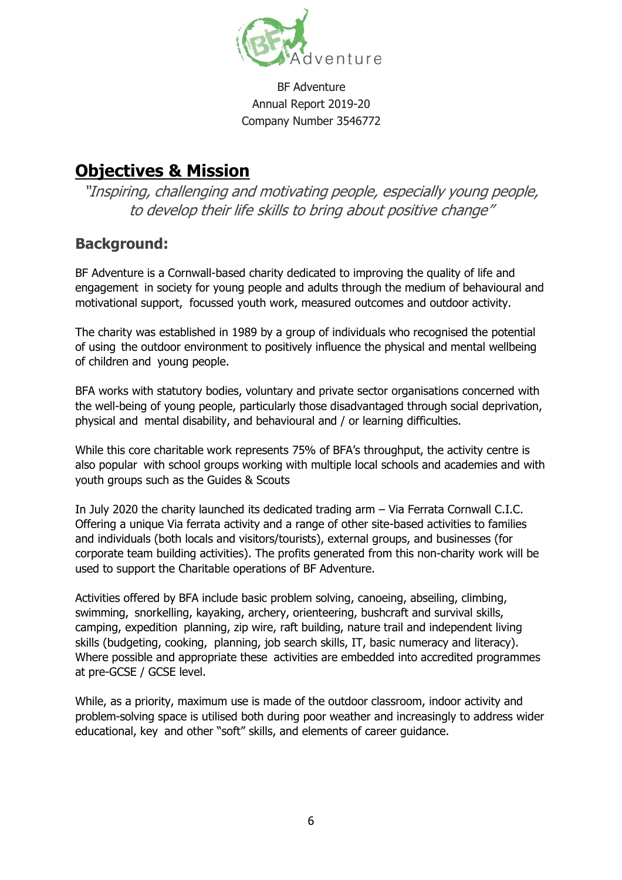BF Adventure
Annual Report 2019-20
Company Number 3546772

# Objectives & Mission

*"Inspiring, challenging and motivating people, especially young people, to develop their life skills to bring about positive change"*

## Background:

BF Adventure is a Cornwall-based charity dedicated to improving the quality of life and engagement in society for young people and adults through the medium of behavioural and motivational support, focussed youth work, measured outcomes and outdoor activity.

The charity was established in 1989 by a group of individuals who recognised the potential of using the outdoor environment to positively influence the physical and mental wellbeing of children and young people.

BFA works with statutory bodies, voluntary and private sector organisations concerned with the well-being of young people, particularly those disadvantaged through social deprivation, physical and mental disability, and behavioural and / or learning difficulties.

While this core charitable work represents 75% of BFA's throughput, the activity centre is also popular with school groups working with multiple local schools and academies and with youth groups such as the Guides & Scouts

In July 2020 the charity launched its dedicated trading arm – Via Ferrata Cornwall C.I.C. Offering a unique Via ferrata activity and a range of other site-based activities to families and individuals (both locals and visitors/tourists), external groups, and businesses (for corporate team building activities). The profits generated from this non-charity work will be used to support the Charitable operations of BF Adventure.

Activities offered by BFA include basic problem solving, canoeing, abseiling, climbing, swimming, snorkelling, kayaking, archery, orienteering, bushcraft and survival skills, camping, expedition planning, zip wire, raft building, nature trail and independent living skills (budgeting, cooking, planning, job search skills, IT, basic numeracy and literacy). Where possible and appropriate these activities are embedded into accredited programmes at pre-GCSE / GCSE level.

While, as a priority, maximum use is made of the outdoor classroom, indoor activity and problem-solving space is utilised both during poor weather and increasingly to address wider educational, key and other "soft" skills, and elements of career guidance.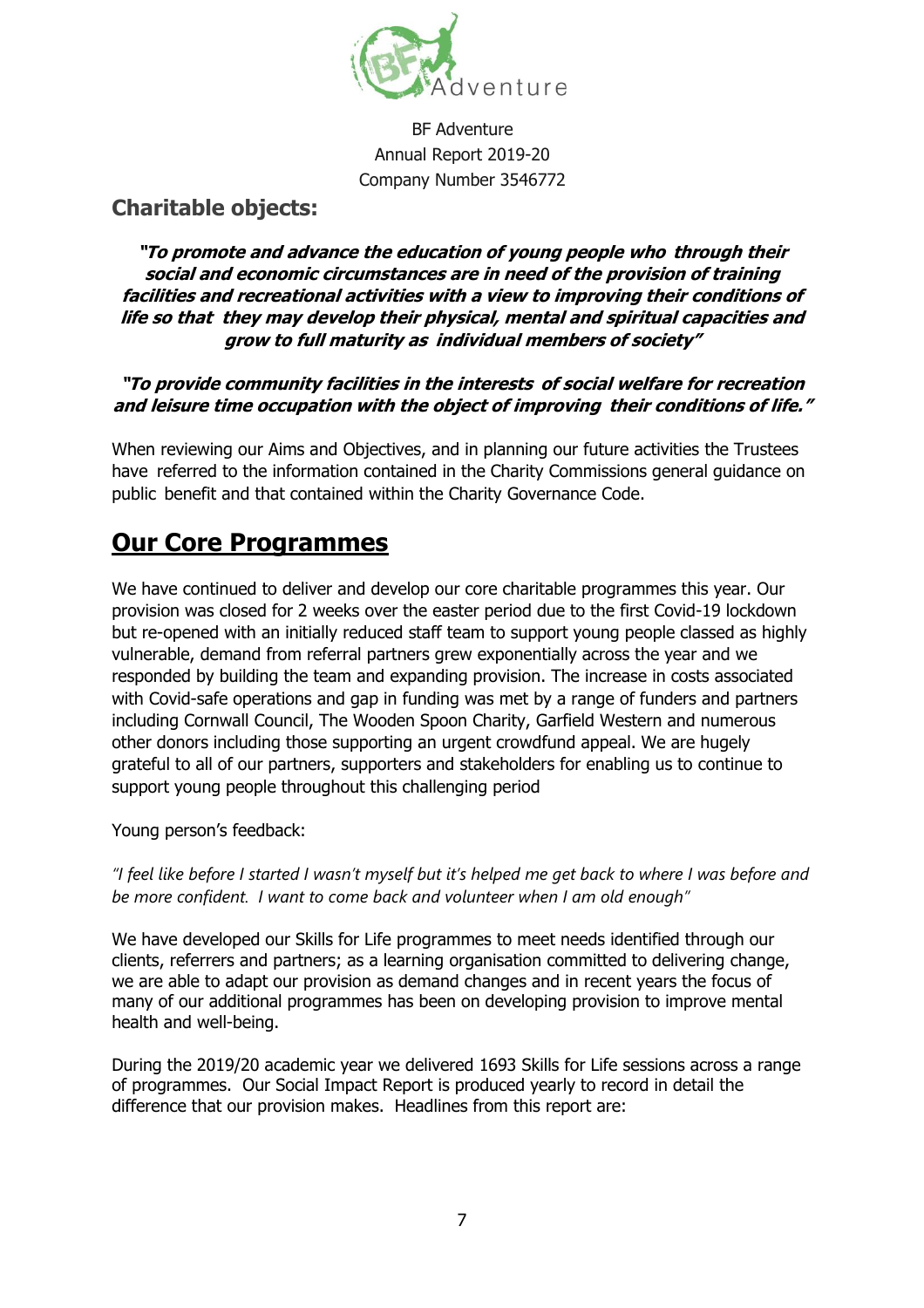BF Adventure
Annual Report 2019-20
Company Number 3546772

## Charitable objects:

***"To promote and advance the education of young people who through their social and economic circumstances are in need of the provision of training facilities and recreational activities with a view to improving their conditions of life so that they may develop their physical, mental and spiritual capacities and grow to full maturity as individual members of society"***

***"To provide community facilities in the interests of social welfare for recreation and leisure time occupation with the object of improving their conditions of life."***

When reviewing our Aims and Objectives, and in planning our future activities the Trustees have referred to the information contained in the Charity Commissions general guidance on public benefit and that contained within the Charity Governance Code.

# Our Core Programmes

We have continued to deliver and develop our core charitable programmes this year. Our provision was closed for 2 weeks over the easter period due to the first Covid-19 lockdown but re-opened with an initially reduced staff team to support young people classed as highly vulnerable, demand from referral partners grew exponentially across the year and we responded by building the team and expanding provision. The increase in costs associated with Covid-safe operations and gap in funding was met by a range of funders and partners including Cornwall Council, The Wooden Spoon Charity, Garfield Western and numerous other donors including those supporting an urgent crowdfund appeal. We are hugely grateful to all of our partners, supporters and stakeholders for enabling us to continue to support young people throughout this challenging period

Young person's feedback:

*"I feel like before I started I wasn't myself but it's helped me get back to where I was before and be more confident. I want to come back and volunteer when I am old enough"*

We have developed our Skills for Life programmes to meet needs identified through our clients, referrers and partners; as a learning organisation committed to delivering change, we are able to adapt our provision as demand changes and in recent years the focus of many of our additional programmes has been on developing provision to improve mental health and well-being.

During the 2019/20 academic year we delivered 1693 Skills for Life sessions across a range of programmes. Our Social Impact Report is produced yearly to record in detail the difference that our provision makes. Headlines from this report are: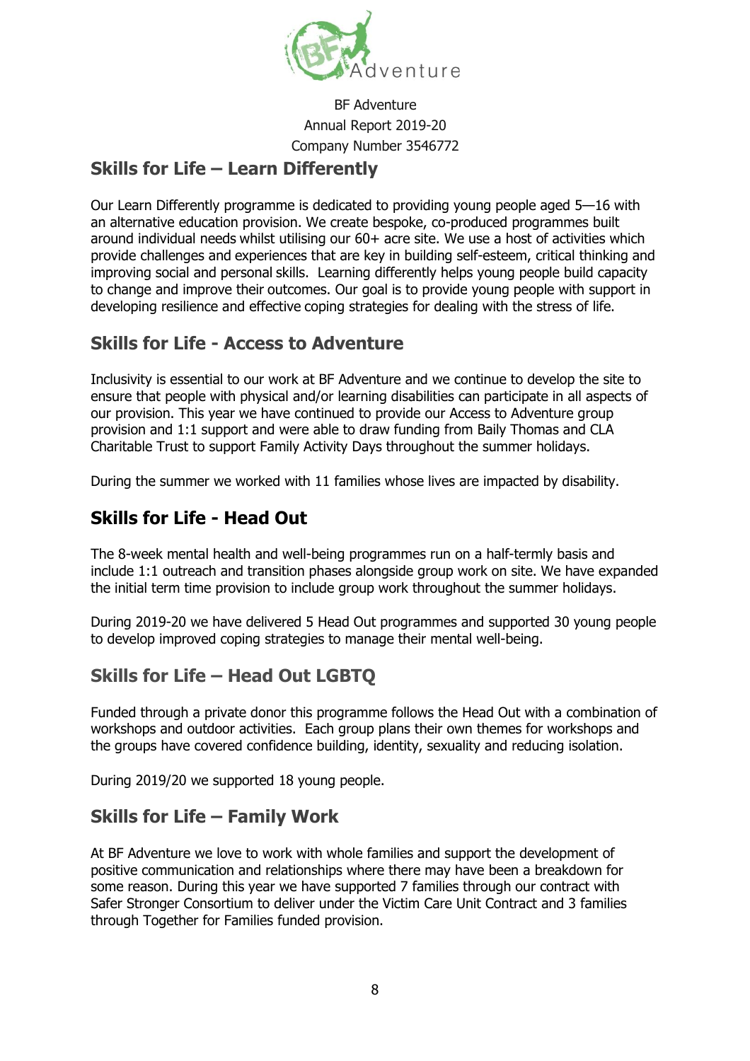BF Adventure
Annual Report 2019-20
Company Number 3546772

## Skills for Life – Learn Differently

Our Learn Differently programme is dedicated to providing young people aged 5—16 with an alternative education provision. We create bespoke, co-produced programmes built around individual needs whilst utilising our 60+ acre site. We use a host of activities which provide challenges and experiences that are key in building self-esteem, critical thinking and improving social and personal skills. Learning differently helps young people build capacity to change and improve their outcomes. Our goal is to provide young people with support in developing resilience and effective coping strategies for dealing with the stress of life.

## Skills for Life - Access to Adventure

Inclusivity is essential to our work at BF Adventure and we continue to develop the site to ensure that people with physical and/or learning disabilities can participate in all aspects of our provision. This year we have continued to provide our Access to Adventure group provision and 1:1 support and were able to draw funding from Baily Thomas and CLA Charitable Trust to support Family Activity Days throughout the summer holidays.

During the summer we worked with 11 families whose lives are impacted by disability.

## Skills for Life - Head Out

The 8-week mental health and well-being programmes run on a half-termly basis and include 1:1 outreach and transition phases alongside group work on site. We have expanded the initial term time provision to include group work throughout the summer holidays.

During 2019-20 we have delivered 5 Head Out programmes and supported 30 young people to develop improved coping strategies to manage their mental well-being.

## Skills for Life – Head Out LGBTQ

Funded through a private donor this programme follows the Head Out with a combination of workshops and outdoor activities. Each group plans their own themes for workshops and the groups have covered confidence building, identity, sexuality and reducing isolation.

During 2019/20 we supported 18 young people.

## Skills for Life – Family Work

At BF Adventure we love to work with whole families and support the development of positive communication and relationships where there may have been a breakdown for some reason. During this year we have supported 7 families through our contract with Safer Stronger Consortium to deliver under the Victim Care Unit Contract and 3 families through Together for Families funded provision.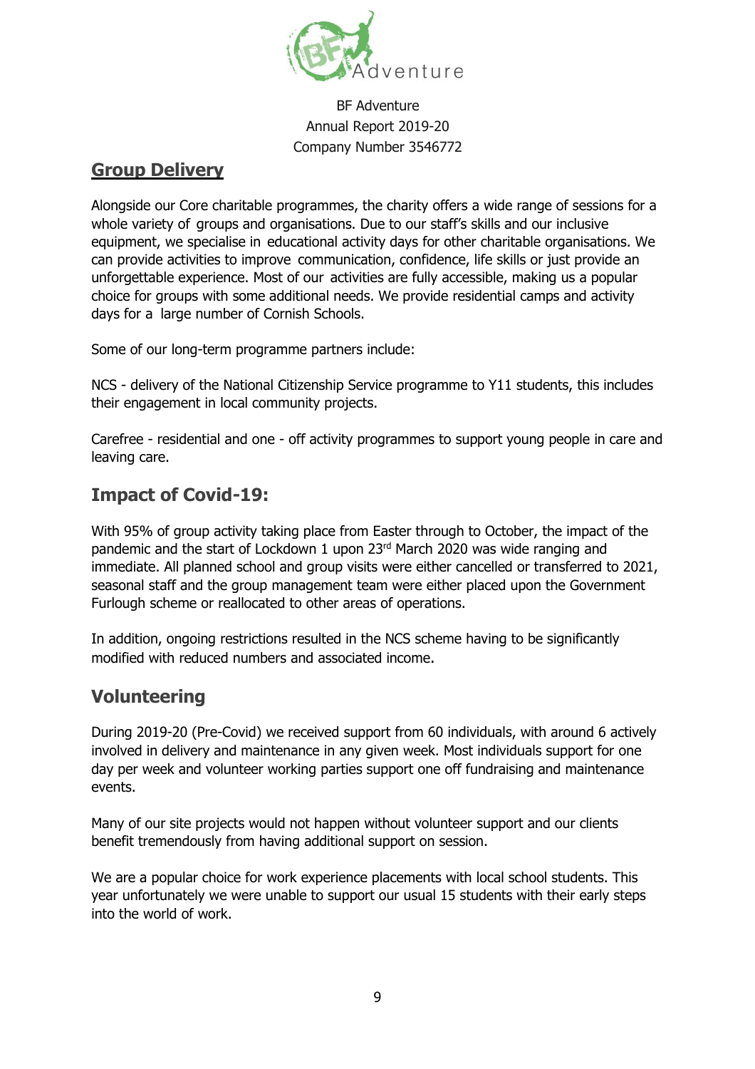BF Adventure
Annual Report 2019-20
Company Number 3546772

## Group Delivery

Alongside our Core charitable programmes, the charity offers a wide range of sessions for a whole variety of groups and organisations. Due to our staff's skills and our inclusive equipment, we specialise in educational activity days for other charitable organisations. We can provide activities to improve communication, confidence, life skills or just provide an unforgettable experience. Most of our activities are fully accessible, making us a popular choice for groups with some additional needs. We provide residential camps and activity days for a large number of Cornish Schools.

Some of our long-term programme partners include:

NCS - delivery of the National Citizenship Service programme to Y11 students, this includes their engagement in local community projects.

Carefree - residential and one - off activity programmes to support young people in care and leaving care.

## Impact of Covid-19:

With 95% of group activity taking place from Easter through to October, the impact of the pandemic and the start of Lockdown 1 upon 23rd March 2020 was wide ranging and immediate. All planned school and group visits were either cancelled or transferred to 2021, seasonal staff and the group management team were either placed upon the Government Furlough scheme or reallocated to other areas of operations.

In addition, ongoing restrictions resulted in the NCS scheme having to be significantly modified with reduced numbers and associated income.

## Volunteering

During 2019-20 (Pre-Covid) we received support from 60 individuals, with around 6 actively involved in delivery and maintenance in any given week. Most individuals support for one day per week and volunteer working parties support one off fundraising and maintenance events.

Many of our site projects would not happen without volunteer support and our clients benefit tremendously from having additional support on session.

We are a popular choice for work experience placements with local school students. This year unfortunately we were unable to support our usual 15 students with their early steps into the world of work.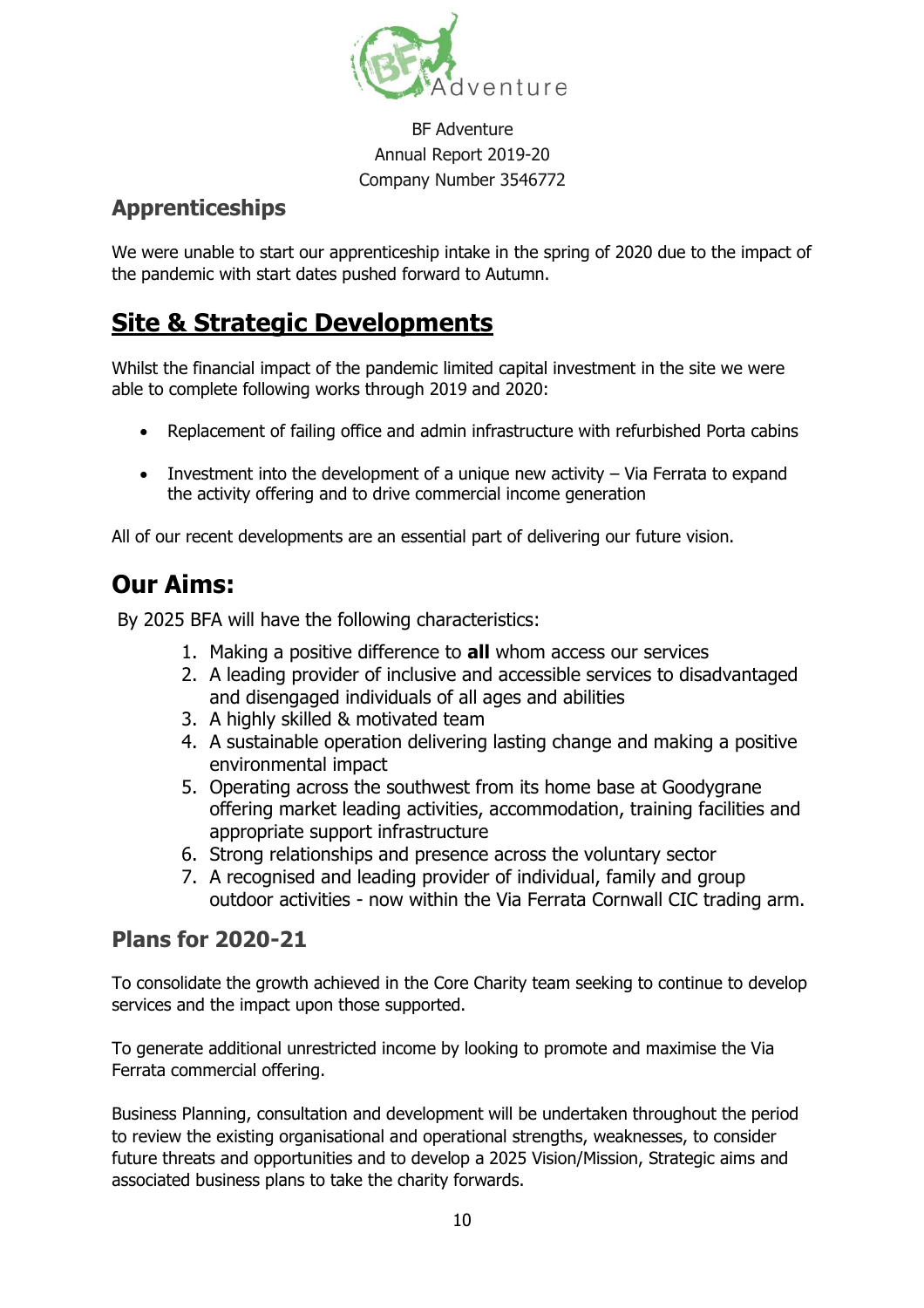BF Adventure
Annual Report 2019-20
Company Number 3546772

### Apprenticeships

We were unable to start our apprenticeship intake in the spring of 2020 due to the impact of the pandemic with start dates pushed forward to Autumn.

## Site & Strategic Developments

Whilst the financial impact of the pandemic limited capital investment in the site we were able to complete following works through 2019 and 2020:

- Replacement of failing office and admin infrastructure with refurbished Porta cabins
- Investment into the development of a unique new activity – Via Ferrata to expand the activity offering and to drive commercial income generation

All of our recent developments are an essential part of delivering our future vision.

## Our Aims:

By 2025 BFA will have the following characteristics:

1. Making a positive difference to **all** whom access our services
2. A leading provider of inclusive and accessible services to disadvantaged and disengaged individuals of all ages and abilities
3. A highly skilled & motivated team
4. A sustainable operation delivering lasting change and making a positive environmental impact
5. Operating across the southwest from its home base at Goodygrane offering market leading activities, accommodation, training facilities and appropriate support infrastructure
6. Strong relationships and presence across the voluntary sector
7. A recognised and leading provider of individual, family and group outdoor activities - now within the Via Ferrata Cornwall CIC trading arm.

### Plans for 2020-21

To consolidate the growth achieved in the Core Charity team seeking to continue to develop services and the impact upon those supported.

To generate additional unrestricted income by looking to promote and maximise the Via Ferrata commercial offering.

Business Planning, consultation and development will be undertaken throughout the period to review the existing organisational and operational strengths, weaknesses, to consider future threats and opportunities and to develop a 2025 Vision/Mission, Strategic aims and associated business plans to take the charity forwards.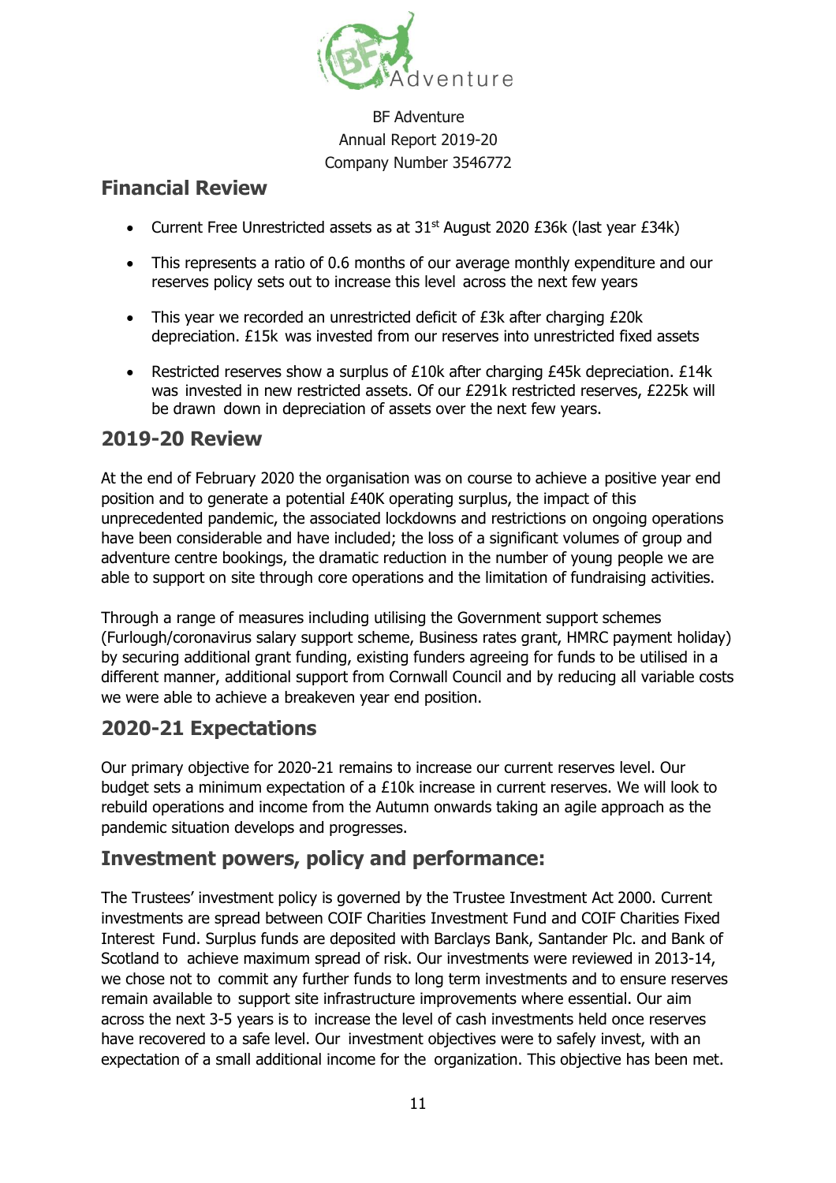BF Adventure
Annual Report 2019-20
Company Number 3546772

## Financial Review

- Current Free Unrestricted assets as at 31st August 2020 £36k (last year £34k)
- This represents a ratio of 0.6 months of our average monthly expenditure and our reserves policy sets out to increase this level across the next few years
- This year we recorded an unrestricted deficit of £3k after charging £20k depreciation. £15k was invested from our reserves into unrestricted fixed assets
- Restricted reserves show a surplus of £10k after charging £45k depreciation. £14k was invested in new restricted assets. Of our £291k restricted reserves, £225k will be drawn down in depreciation of assets over the next few years.

## 2019-20 Review

At the end of February 2020 the organisation was on course to achieve a positive year end position and to generate a potential £40K operating surplus, the impact of this unprecedented pandemic, the associated lockdowns and restrictions on ongoing operations have been considerable and have included; the loss of a significant volumes of group and adventure centre bookings, the dramatic reduction in the number of young people we are able to support on site through core operations and the limitation of fundraising activities.

Through a range of measures including utilising the Government support schemes (Furlough/coronavirus salary support scheme, Business rates grant, HMRC payment holiday) by securing additional grant funding, existing funders agreeing for funds to be utilised in a different manner, additional support from Cornwall Council and by reducing all variable costs we were able to achieve a breakeven year end position.

## 2020-21 Expectations

Our primary objective for 2020-21 remains to increase our current reserves level. Our budget sets a minimum expectation of a £10k increase in current reserves. We will look to rebuild operations and income from the Autumn onwards taking an agile approach as the pandemic situation develops and progresses.

## Investment powers, policy and performance:

The Trustees' investment policy is governed by the Trustee Investment Act 2000. Current investments are spread between COIF Charities Investment Fund and COIF Charities Fixed Interest Fund. Surplus funds are deposited with Barclays Bank, Santander Plc. and Bank of Scotland to achieve maximum spread of risk. Our investments were reviewed in 2013-14, we chose not to commit any further funds to long term investments and to ensure reserves remain available to support site infrastructure improvements where essential. Our aim across the next 3-5 years is to increase the level of cash investments held once reserves have recovered to a safe level. Our investment objectives were to safely invest, with an expectation of a small additional income for the organization. This objective has been met.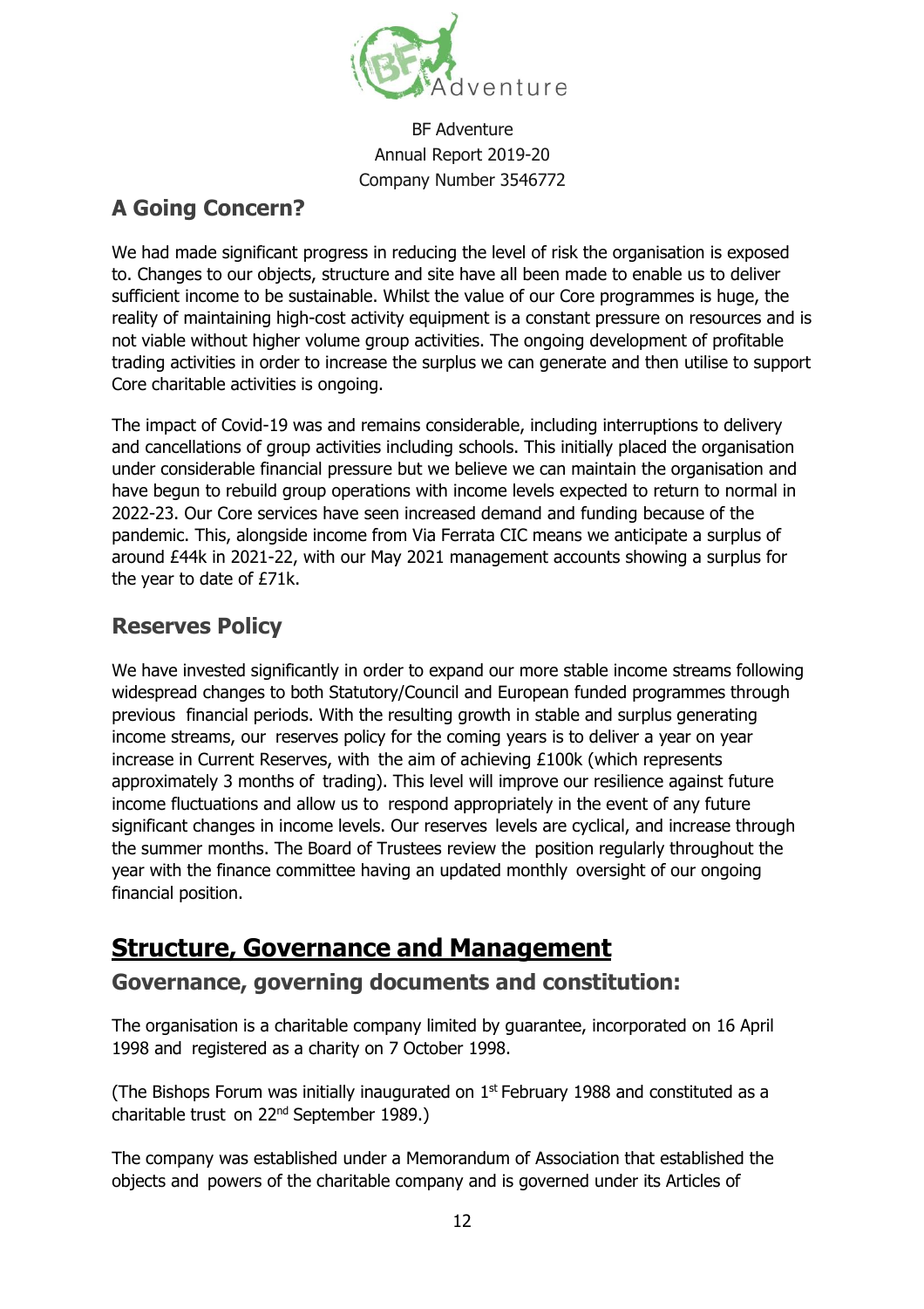BF Adventure
Annual Report 2019-20
Company Number 3546772

## A Going Concern?

We had made significant progress in reducing the level of risk the organisation is exposed to. Changes to our objects, structure and site have all been made to enable us to deliver sufficient income to be sustainable. Whilst the value of our Core programmes is huge, the reality of maintaining high-cost activity equipment is a constant pressure on resources and is not viable without higher volume group activities. The ongoing development of profitable trading activities in order to increase the surplus we can generate and then utilise to support Core charitable activities is ongoing.

The impact of Covid-19 was and remains considerable, including interruptions to delivery and cancellations of group activities including schools. This initially placed the organisation under considerable financial pressure but we believe we can maintain the organisation and have begun to rebuild group operations with income levels expected to return to normal in 2022-23. Our Core services have seen increased demand and funding because of the pandemic. This, alongside income from Via Ferrata CIC means we anticipate a surplus of around £44k in 2021-22, with our May 2021 management accounts showing a surplus for the year to date of £71k.

## Reserves Policy

We have invested significantly in order to expand our more stable income streams following widespread changes to both Statutory/Council and European funded programmes through previous financial periods. With the resulting growth in stable and surplus generating income streams, our reserves policy for the coming years is to deliver a year on year increase in Current Reserves, with the aim of achieving £100k (which represents approximately 3 months of trading). This level will improve our resilience against future income fluctuations and allow us to respond appropriately in the event of any future significant changes in income levels. Our reserves levels are cyclical, and increase through the summer months. The Board of Trustees review the position regularly throughout the year with the finance committee having an updated monthly oversight of our ongoing financial position.

# Structure, Governance and Management

## Governance, governing documents and constitution:

The organisation is a charitable company limited by guarantee, incorporated on 16 April 1998 and registered as a charity on 7 October 1998.

(The Bishops Forum was initially inaugurated on 1st February 1988 and constituted as a charitable trust on 22nd September 1989.)

The company was established under a Memorandum of Association that established the objects and powers of the charitable company and is governed under its Articles of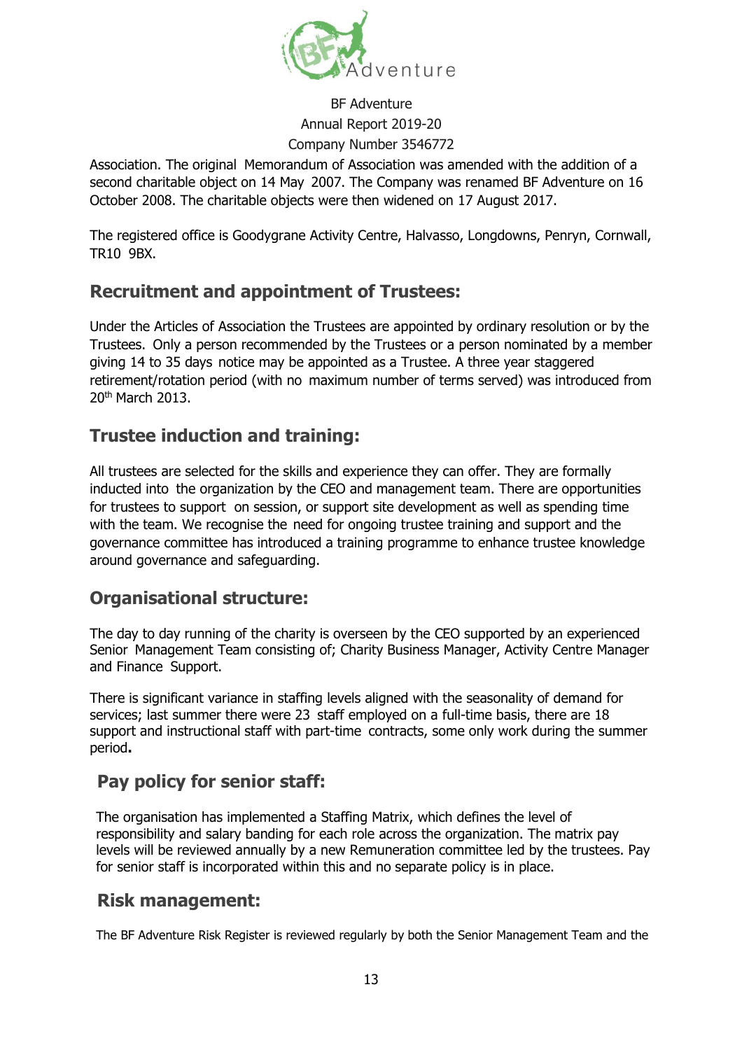Association. The original Memorandum of Association was amended with the addition of a second charitable object on 14 May 2007. The Company was renamed BF Adventure on 16 October 2008. The charitable objects were then widened on 17 August 2017.

The registered office is Goodygrane Activity Centre, Halvasso, Longdowns, Penryn, Cornwall, TR10 9BX.

## Recruitment and appointment of Trustees:

Under the Articles of Association the Trustees are appointed by ordinary resolution or by the Trustees. Only a person recommended by the Trustees or a person nominated by a member giving 14 to 35 days notice may be appointed as a Trustee. A three year staggered retirement/rotation period (with no maximum number of terms served) was introduced from 20th March 2013.

## Trustee induction and training:

All trustees are selected for the skills and experience they can offer. They are formally inducted into the organization by the CEO and management team. There are opportunities for trustees to support on session, or support site development as well as spending time with the team. We recognise the need for ongoing trustee training and support and the governance committee has introduced a training programme to enhance trustee knowledge around governance and safeguarding.

## Organisational structure:

The day to day running of the charity is overseen by the CEO supported by an experienced Senior Management Team consisting of; Charity Business Manager, Activity Centre Manager and Finance Support.

There is significant variance in staffing levels aligned with the seasonality of demand for services; last summer there were 23 staff employed on a full-time basis, there are 18 support and instructional staff with part-time contracts, some only work during the summer period**.**

## Pay policy for senior staff:

The organisation has implemented a Staffing Matrix, which defines the level of responsibility and salary banding for each role across the organization. The matrix pay levels will be reviewed annually by a new Remuneration committee led by the trustees. Pay for senior staff is incorporated within this and no separate policy is in place.

## Risk management:

The BF Adventure Risk Register is reviewed regularly by both the Senior Management Team and the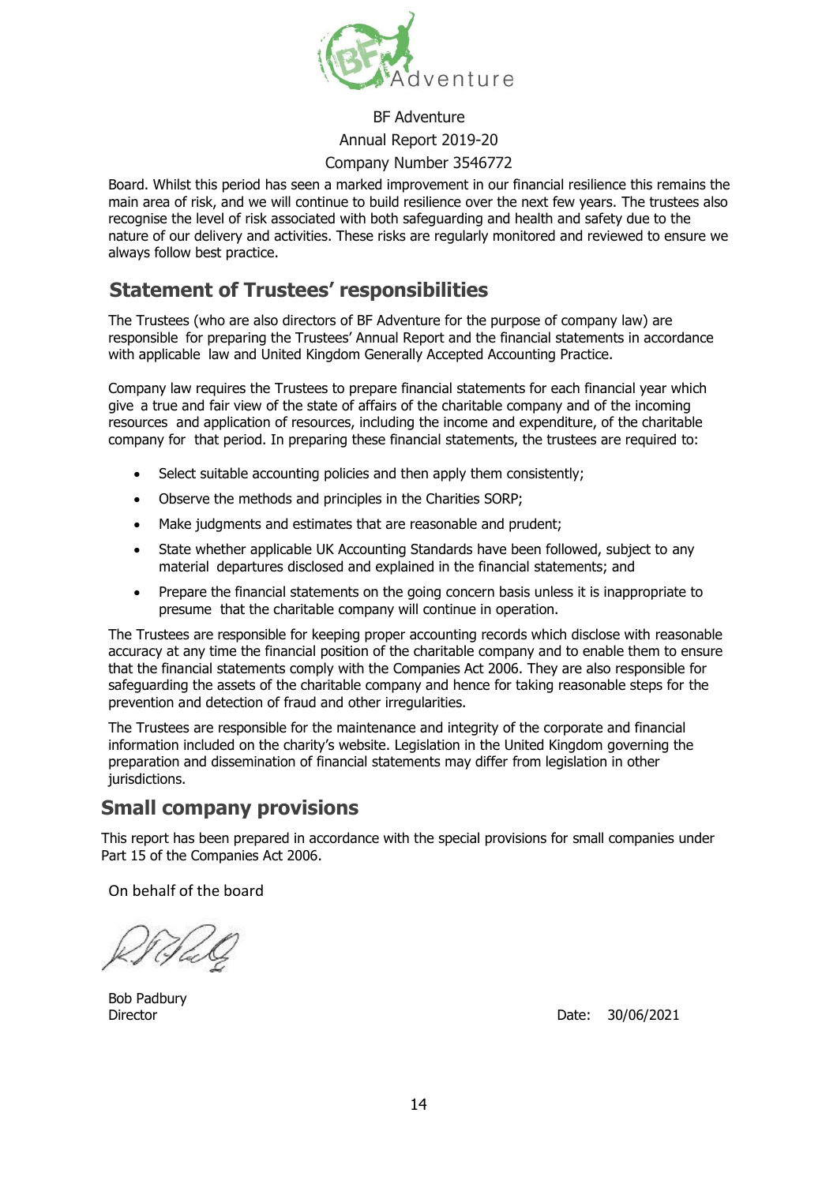Board. Whilst this period has seen a marked improvement in our financial resilience this remains the main area of risk, and we will continue to build resilience over the next few years. The trustees also recognise the level of risk associated with both safeguarding and health and safety due to the nature of our delivery and activities. These risks are regularly monitored and reviewed to ensure we always follow best practice.

## Statement of Trustees' responsibilities

The Trustees (who are also directors of BF Adventure for the purpose of company law) are responsible for preparing the Trustees' Annual Report and the financial statements in accordance with applicable law and United Kingdom Generally Accepted Accounting Practice.

Company law requires the Trustees to prepare financial statements for each financial year which give a true and fair view of the state of affairs of the charitable company and of the incoming resources and application of resources, including the income and expenditure, of the charitable company for that period. In preparing these financial statements, the trustees are required to:

- Select suitable accounting policies and then apply them consistently;
- Observe the methods and principles in the Charities SORP;
- Make judgments and estimates that are reasonable and prudent;
- State whether applicable UK Accounting Standards have been followed, subject to any material departures disclosed and explained in the financial statements; and
- Prepare the financial statements on the going concern basis unless it is inappropriate to presume that the charitable company will continue in operation.

The Trustees are responsible for keeping proper accounting records which disclose with reasonable accuracy at any time the financial position of the charitable company and to enable them to ensure that the financial statements comply with the Companies Act 2006. They are also responsible for safeguarding the assets of the charitable company and hence for taking reasonable steps for the prevention and detection of fraud and other irregularities.

The Trustees are responsible for the maintenance and integrity of the corporate and financial information included on the charity's website. Legislation in the United Kingdom governing the preparation and dissemination of financial statements may differ from legislation in other jurisdictions.

## Small company provisions

This report has been prepared in accordance with the special provisions for small companies under Part 15 of the Companies Act 2006.

On behalf of the board

Bob Padbury
Director

Date: 30/06/2021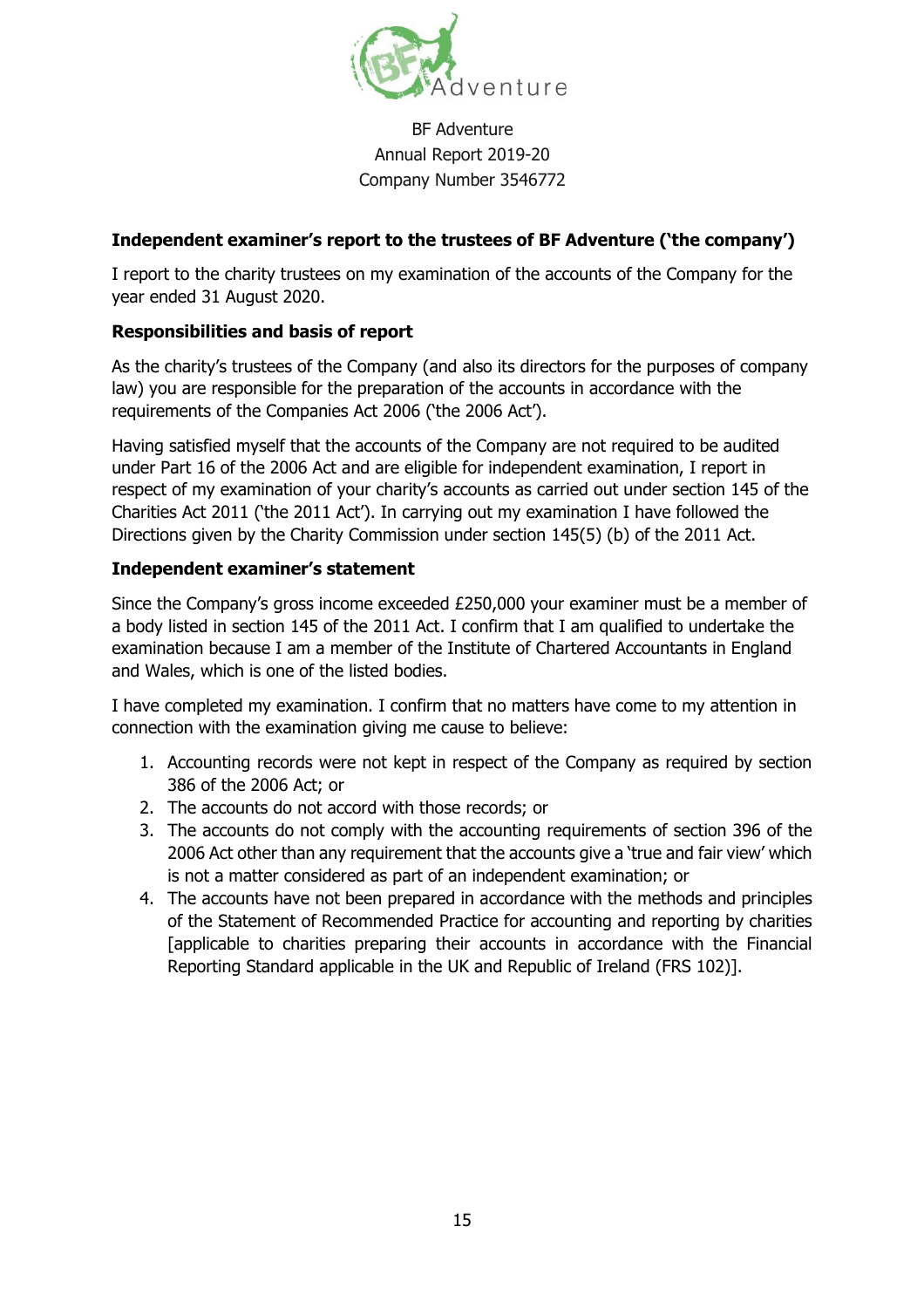BF Adventure
Annual Report 2019-20
Company Number 3546772

## Independent examiner's report to the trustees of BF Adventure ('the company')

I report to the charity trustees on my examination of the accounts of the Company for the year ended 31 August 2020.

### Responsibilities and basis of report

As the charity's trustees of the Company (and also its directors for the purposes of company law) you are responsible for the preparation of the accounts in accordance with the requirements of the Companies Act 2006 ('the 2006 Act').

Having satisfied myself that the accounts of the Company are not required to be audited under Part 16 of the 2006 Act and are eligible for independent examination, I report in respect of my examination of your charity's accounts as carried out under section 145 of the Charities Act 2011 ('the 2011 Act'). In carrying out my examination I have followed the Directions given by the Charity Commission under section 145(5) (b) of the 2011 Act.

### Independent examiner's statement

Since the Company's gross income exceeded £250,000 your examiner must be a member of a body listed in section 145 of the 2011 Act. I confirm that I am qualified to undertake the examination because I am a member of the Institute of Chartered Accountants in England and Wales, which is one of the listed bodies.

I have completed my examination. I confirm that no matters have come to my attention in connection with the examination giving me cause to believe:

1. Accounting records were not kept in respect of the Company as required by section 386 of the 2006 Act; or
2. The accounts do not accord with those records; or
3. The accounts do not comply with the accounting requirements of section 396 of the 2006 Act other than any requirement that the accounts give a 'true and fair view' which is not a matter considered as part of an independent examination; or
4. The accounts have not been prepared in accordance with the methods and principles of the Statement of Recommended Practice for accounting and reporting by charities [applicable to charities preparing their accounts in accordance with the Financial Reporting Standard applicable in the UK and Republic of Ireland (FRS 102)].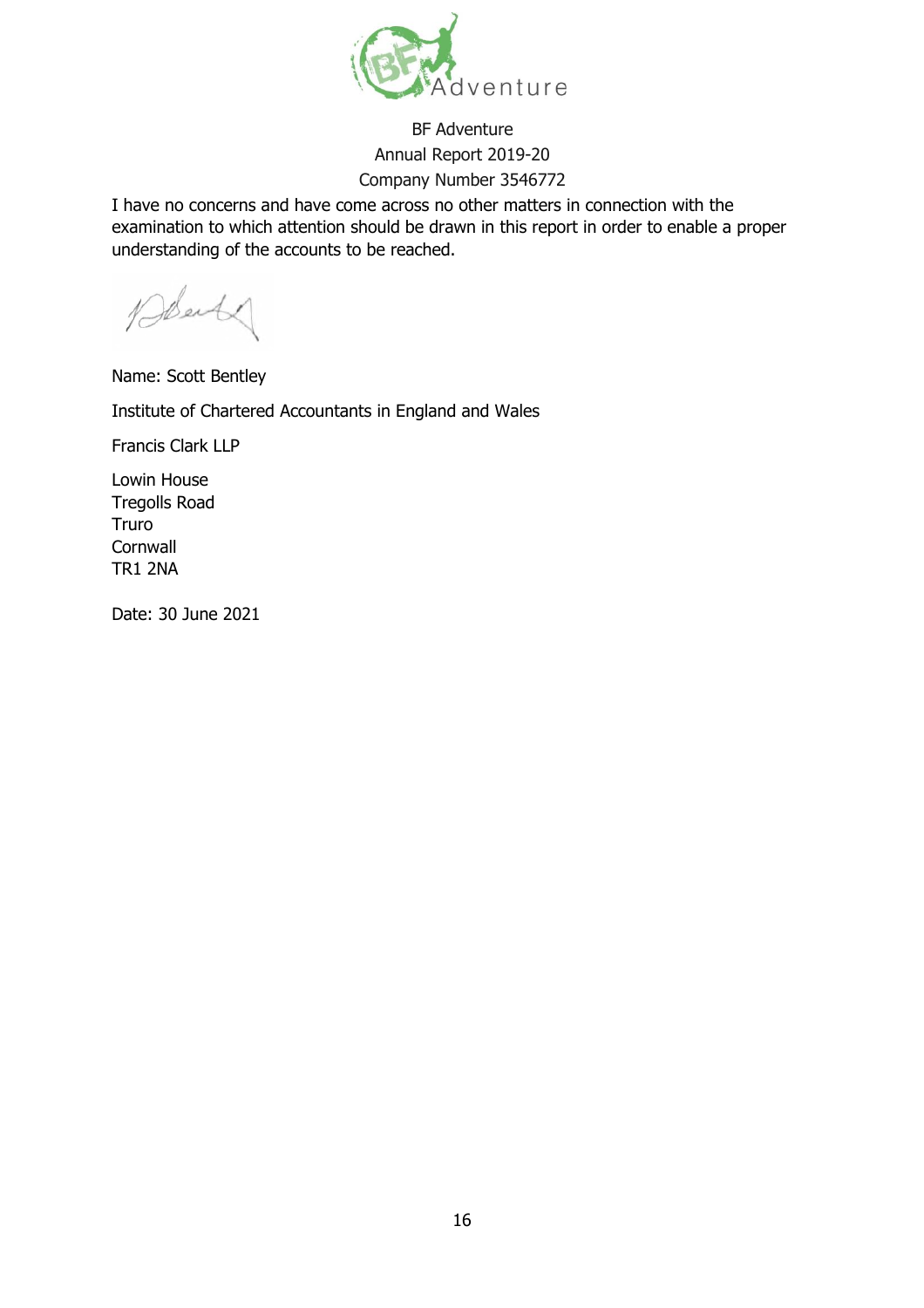BF Adventure
Annual Report 2019-20
Company Number 3546772

I have no concerns and have come across no other matters in connection with the examination to which attention should be drawn in this report in order to enable a proper understanding of the accounts to be reached.

Name: Scott Bentley

Institute of Chartered Accountants in England and Wales

Francis Clark LLP

Lowin House
Tregolls Road
Truro
Cornwall
TR1 2NA

Date: 30 June 2021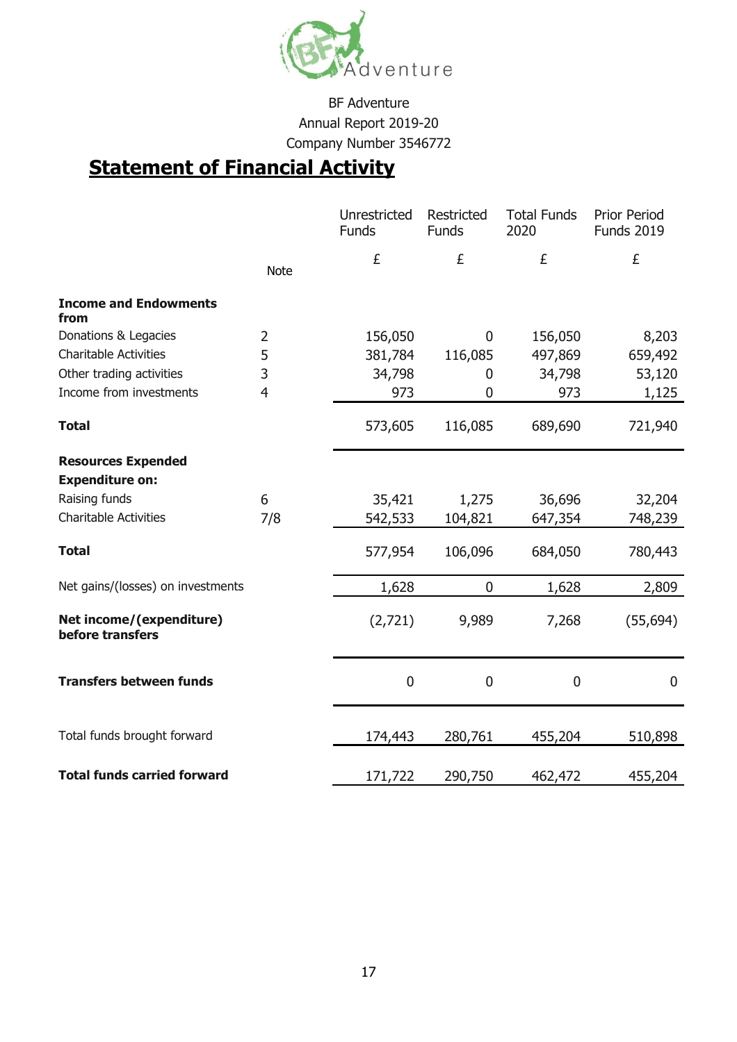BF Adventure
Annual Report 2019-20
Company Number 3546772

# Statement of Financial Activity

| | Note | Unrestricted Funds | Restricted Funds | Total Funds 2020 | Prior Period Funds 2019 |
|---|---|---|---|---|---|
| | | £ | £ | £ | £ |
| **Income and Endowments from** | | | | | |
| Donations & Legacies | 2 | 156,050 | 0 | 156,050 | 8,203 |
| Charitable Activities | 5 | 381,784 | 116,085 | 497,869 | 659,492 |
| Other trading activities | 3 | 34,798 | 0 | 34,798 | 53,120 |
| Income from investments | 4 | 973 | 0 | 973 | 1,125 |
| **Total** | | 573,605 | 116,085 | 689,690 | 721,940 |
| **Resources Expended** | | | | | |
| **Expenditure on:** | | | | | |
| Raising funds | 6 | 35,421 | 1,275 | 36,696 | 32,204 |
| Charitable Activities | 7/8 | 542,533 | 104,821 | 647,354 | 748,239 |
| **Total** | | 577,954 | 106,096 | 684,050 | 780,443 |
| Net gains/(losses) on investments | | 1,628 | 0 | 1,628 | 2,809 |
| **Net income/(expenditure) before transfers** | | (2,721) | 9,989 | 7,268 | (55,694) |
| **Transfers between funds** | | 0 | 0 | 0 | 0 |
| Total funds brought forward | | 174,443 | 280,761 | 455,204 | 510,898 |
| **Total funds carried forward** | | 171,722 | 290,750 | 462,472 | 455,204 |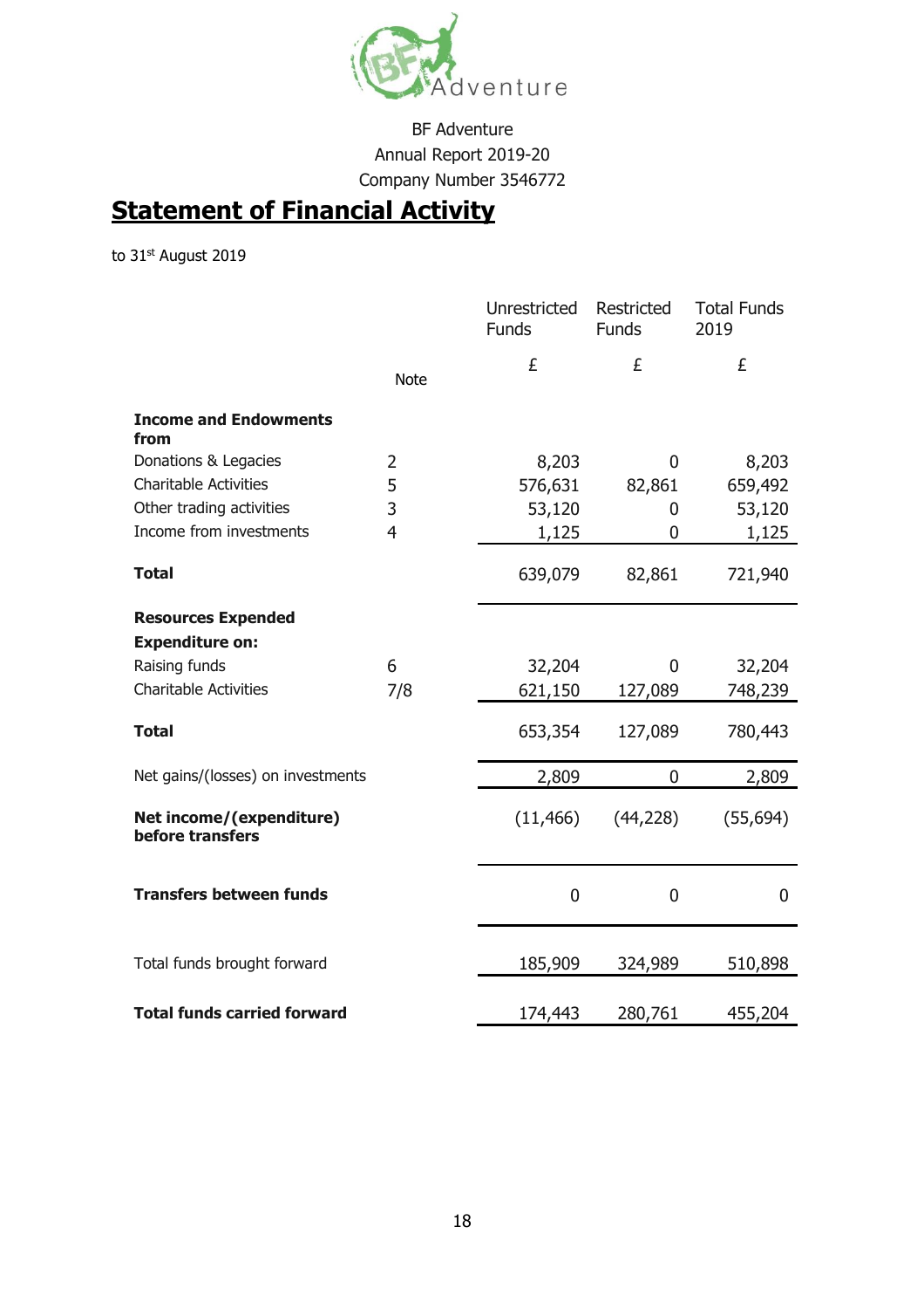BF Adventure
Annual Report 2019-20
Company Number 3546772

# Statement of Financial Activity

to 31st August 2019

| | Note | Unrestricted Funds | Restricted Funds | Total Funds 2019 |
|---|---|---|---|---|
| | | £ | £ | £ |
| **Income and Endowments from** | | | | |
| Donations & Legacies | 2 | 8,203 | 0 | 8,203 |
| Charitable Activities | 5 | 576,631 | 82,861 | 659,492 |
| Other trading activities | 3 | 53,120 | 0 | 53,120 |
| Income from investments | 4 | 1,125 | 0 | 1,125 |
| **Total** | | 639,079 | 82,861 | 721,940 |
| **Resources Expended** | | | | |
| **Expenditure on:** | | | | |
| Raising funds | 6 | 32,204 | 0 | 32,204 |
| Charitable Activities | 7/8 | 621,150 | 127,089 | 748,239 |
| **Total** | | 653,354 | 127,089 | 780,443 |
| Net gains/(losses) on investments | | 2,809 | 0 | 2,809 |
| **Net income/(expenditure) before transfers** | | (11,466) | (44,228) | (55,694) |
| **Transfers between funds** | | 0 | 0 | 0 |
| Total funds brought forward | | 185,909 | 324,989 | 510,898 |
| **Total funds carried forward** | | 174,443 | 280,761 | 455,204 |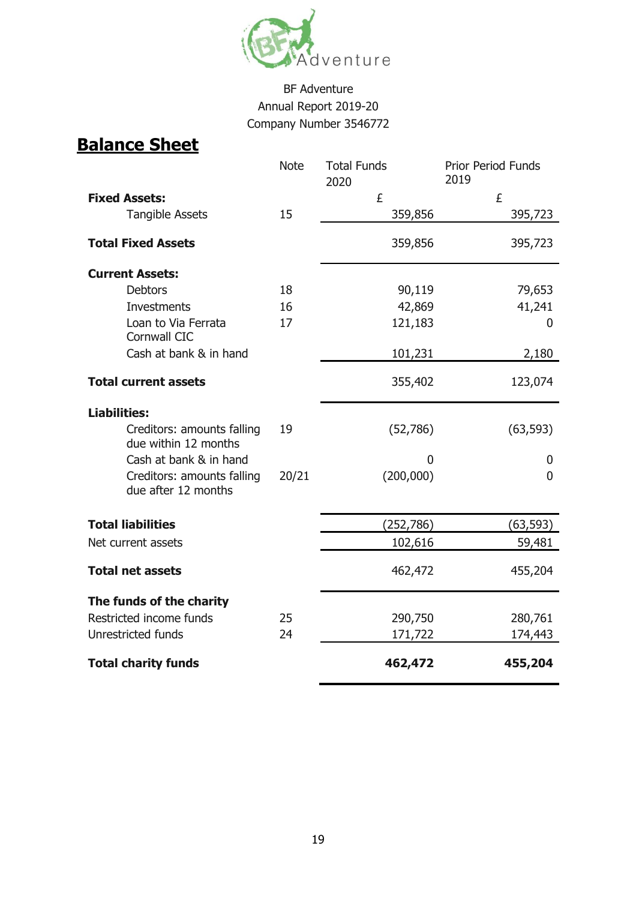BF Adventure
Annual Report 2019-20
Company Number 3546772

## Balance Sheet

| | Note | Total Funds 2020 | Prior Period Funds 2019 |
|---|---|---|---|
| **Fixed Assets:** | | £ | £ |
| Tangible Assets | 15 | 359,856 | 395,723 |
| **Total Fixed Assets** | | 359,856 | 395,723 |
| **Current Assets:** | | | |
| Debtors | 18 | 90,119 | 79,653 |
| Investments | 16 | 42,869 | 41,241 |
| Loan to Via Ferrata Cornwall CIC | 17 | 121,183 | 0 |
| Cash at bank & in hand | | 101,231 | 2,180 |
| **Total current assets** | | 355,402 | 123,074 |
| **Liabilities:** | | | |
| Creditors: amounts falling due within 12 months | 19 | (52,786) | (63,593) |
| Cash at bank & in hand | | 0 | 0 |
| Creditors: amounts falling due after 12 months | 20/21 | (200,000) | 0 |
| **Total liabilities** | | (252,786) | (63,593) |
| Net current assets | | 102,616 | 59,481 |
| **Total net assets** | | 462,472 | 455,204 |
| **The funds of the charity** | | | |
| Restricted income funds | 25 | 290,750 | 280,761 |
| Unrestricted funds | 24 | 171,722 | 174,443 |
| **Total charity funds** | | **462,472** | **455,204** |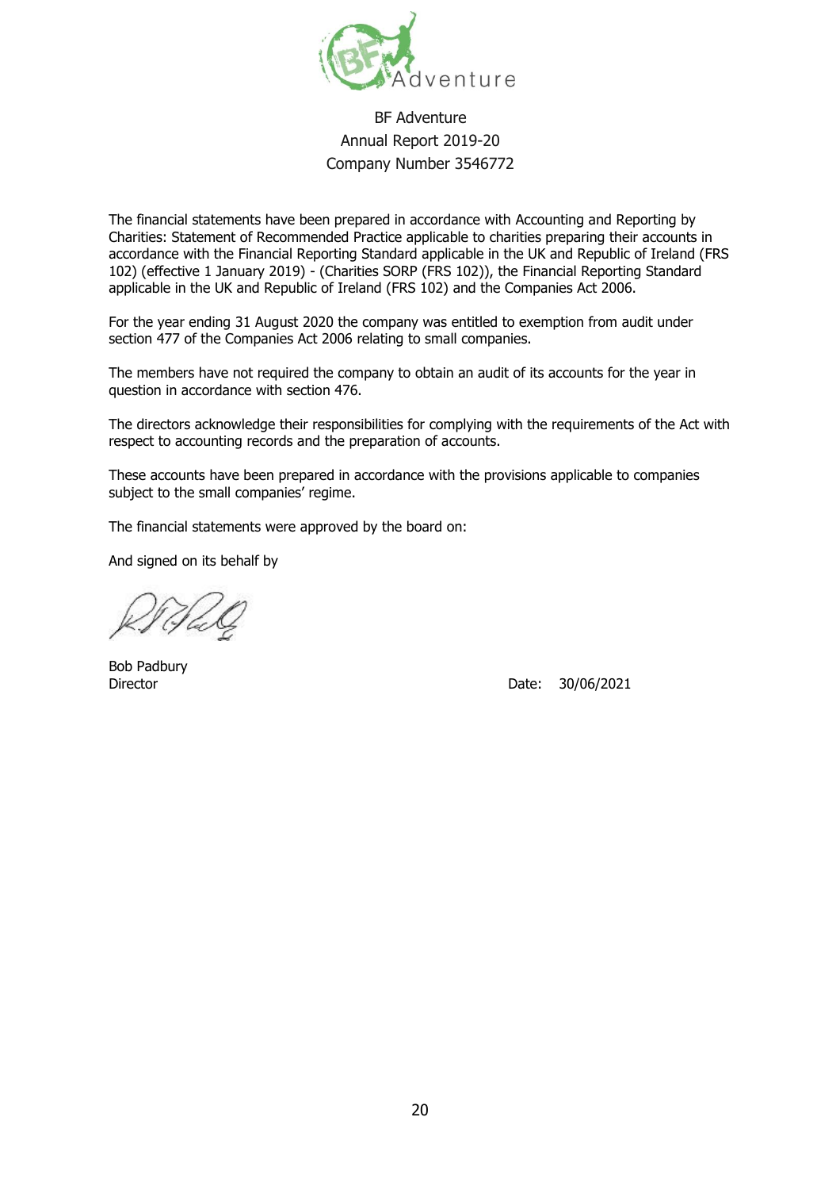BF Adventure
Annual Report 2019-20
Company Number 3546772

The financial statements have been prepared in accordance with Accounting and Reporting by Charities: Statement of Recommended Practice applicable to charities preparing their accounts in accordance with the Financial Reporting Standard applicable in the UK and Republic of Ireland (FRS 102) (effective 1 January 2019) - (Charities SORP (FRS 102)), the Financial Reporting Standard applicable in the UK and Republic of Ireland (FRS 102) and the Companies Act 2006.

For the year ending 31 August 2020 the company was entitled to exemption from audit under section 477 of the Companies Act 2006 relating to small companies.

The members have not required the company to obtain an audit of its accounts for the year in question in accordance with section 476.

The directors acknowledge their responsibilities for complying with the requirements of the Act with respect to accounting records and the preparation of accounts.

These accounts have been prepared in accordance with the provisions applicable to companies subject to the small companies' regime.

The financial statements were approved by the board on:

And signed on its behalf by

Bob Padbury
Director

Date: 30/06/2021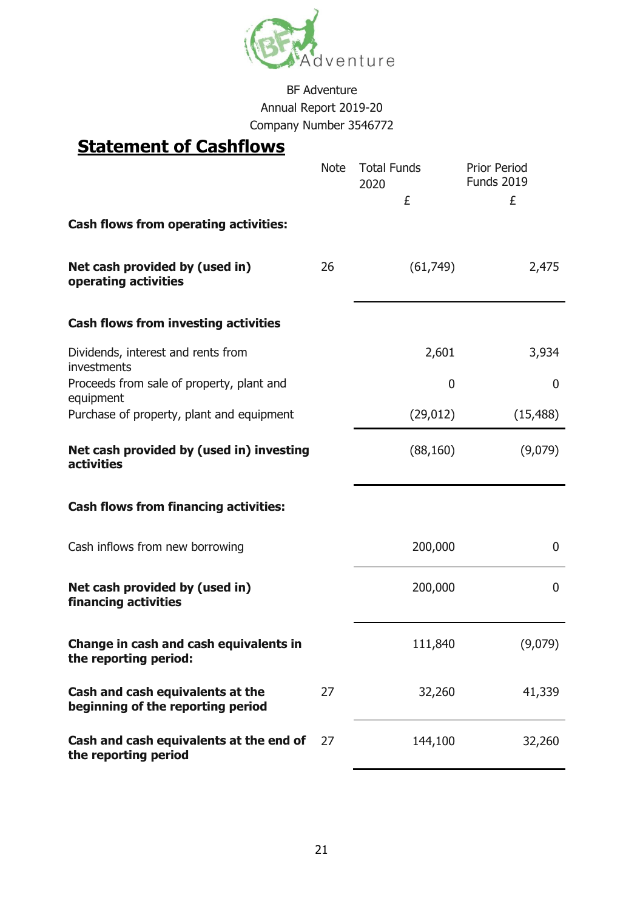BF Adventure
Annual Report 2019-20
Company Number 3546772

# Statement of Cashflows

| | Note | Total Funds 2020 £ | Prior Period Funds 2019 £ |
|---|---|---|---|
| **Cash flows from operating activities:** | | | |
| **Net cash provided by (used in) operating activities** | 26 | (61,749) | 2,475 |
| **Cash flows from investing activities** | | | |
| Dividends, interest and rents from investments | | 2,601 | 3,934 |
| Proceeds from sale of property, plant and equipment | | 0 | 0 |
| Purchase of property, plant and equipment | | (29,012) | (15,488) |
| **Net cash provided by (used in) investing activities** | | (88,160) | (9,079) |
| **Cash flows from financing activities:** | | | |
| Cash inflows from new borrowing | | 200,000 | 0 |
| **Net cash provided by (used in) financing activities** | | 200,000 | 0 |
| **Change in cash and cash equivalents in the reporting period:** | | 111,840 | (9,079) |
| **Cash and cash equivalents at the beginning of the reporting period** | 27 | 32,260 | 41,339 |
| **Cash and cash equivalents at the end of the reporting period** | 27 | 144,100 | 32,260 |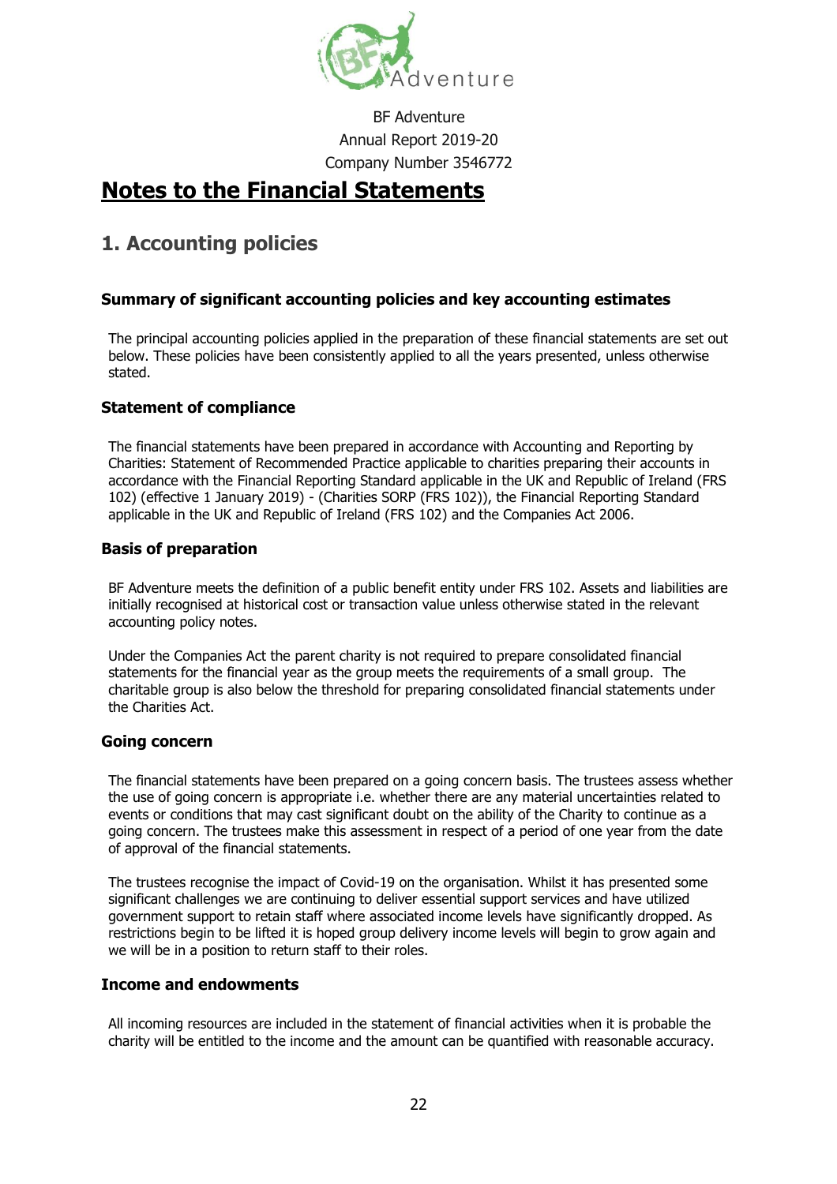BF Adventure
Annual Report 2019-20
Company Number 3546772

# Notes to the Financial Statements

## 1. Accounting policies

### Summary of significant accounting policies and key accounting estimates

The principal accounting policies applied in the preparation of these financial statements are set out below. These policies have been consistently applied to all the years presented, unless otherwise stated.

### Statement of compliance

The financial statements have been prepared in accordance with Accounting and Reporting by Charities: Statement of Recommended Practice applicable to charities preparing their accounts in accordance with the Financial Reporting Standard applicable in the UK and Republic of Ireland (FRS 102) (effective 1 January 2019) - (Charities SORP (FRS 102)), the Financial Reporting Standard applicable in the UK and Republic of Ireland (FRS 102) and the Companies Act 2006.

### Basis of preparation

BF Adventure meets the definition of a public benefit entity under FRS 102. Assets and liabilities are initially recognised at historical cost or transaction value unless otherwise stated in the relevant accounting policy notes.

Under the Companies Act the parent charity is not required to prepare consolidated financial statements for the financial year as the group meets the requirements of a small group. The charitable group is also below the threshold for preparing consolidated financial statements under the Charities Act.

### Going concern

The financial statements have been prepared on a going concern basis. The trustees assess whether the use of going concern is appropriate i.e. whether there are any material uncertainties related to events or conditions that may cast significant doubt on the ability of the Charity to continue as a going concern. The trustees make this assessment in respect of a period of one year from the date of approval of the financial statements.

The trustees recognise the impact of Covid-19 on the organisation. Whilst it has presented some significant challenges we are continuing to deliver essential support services and have utilized government support to retain staff where associated income levels have significantly dropped. As restrictions begin to be lifted it is hoped group delivery income levels will begin to grow again and we will be in a position to return staff to their roles.

### Income and endowments

All incoming resources are included in the statement of financial activities when it is probable the charity will be entitled to the income and the amount can be quantified with reasonable accuracy.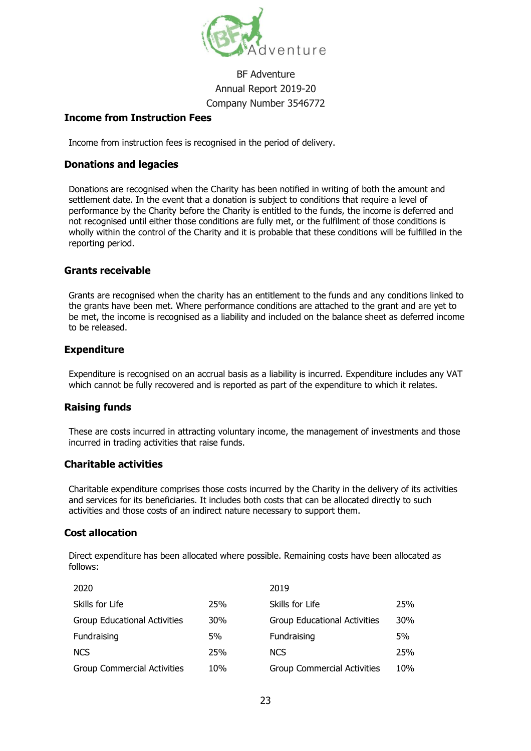### Income from Instruction Fees

Income from instruction fees is recognised in the period of delivery.

### Donations and legacies

Donations are recognised when the Charity has been notified in writing of both the amount and settlement date. In the event that a donation is subject to conditions that require a level of performance by the Charity before the Charity is entitled to the funds, the income is deferred and not recognised until either those conditions are fully met, or the fulfilment of those conditions is wholly within the control of the Charity and it is probable that these conditions will be fulfilled in the reporting period.

### Grants receivable

Grants are recognised when the charity has an entitlement to the funds and any conditions linked to the grants have been met. Where performance conditions are attached to the grant and are yet to be met, the income is recognised as a liability and included on the balance sheet as deferred income to be released.

### Expenditure

Expenditure is recognised on an accrual basis as a liability is incurred. Expenditure includes any VAT which cannot be fully recovered and is reported as part of the expenditure to which it relates.

### Raising funds

These are costs incurred in attracting voluntary income, the management of investments and those incurred in trading activities that raise funds.

### Charitable activities

Charitable expenditure comprises those costs incurred by the Charity in the delivery of its activities and services for its beneficiaries. It includes both costs that can be allocated directly to such activities and those costs of an indirect nature necessary to support them.

### Cost allocation

Direct expenditure has been allocated where possible. Remaining costs have been allocated as follows:

| 2020 | | 2019 | |
|---|---|---|---|
| Skills for Life | 25% | Skills for Life | 25% |
| Group Educational Activities | 30% | Group Educational Activities | 30% |
| Fundraising | 5% | Fundraising | 5% |
| NCS | 25% | NCS | 25% |
| Group Commercial Activities | 10% | Group Commercial Activities | 10% |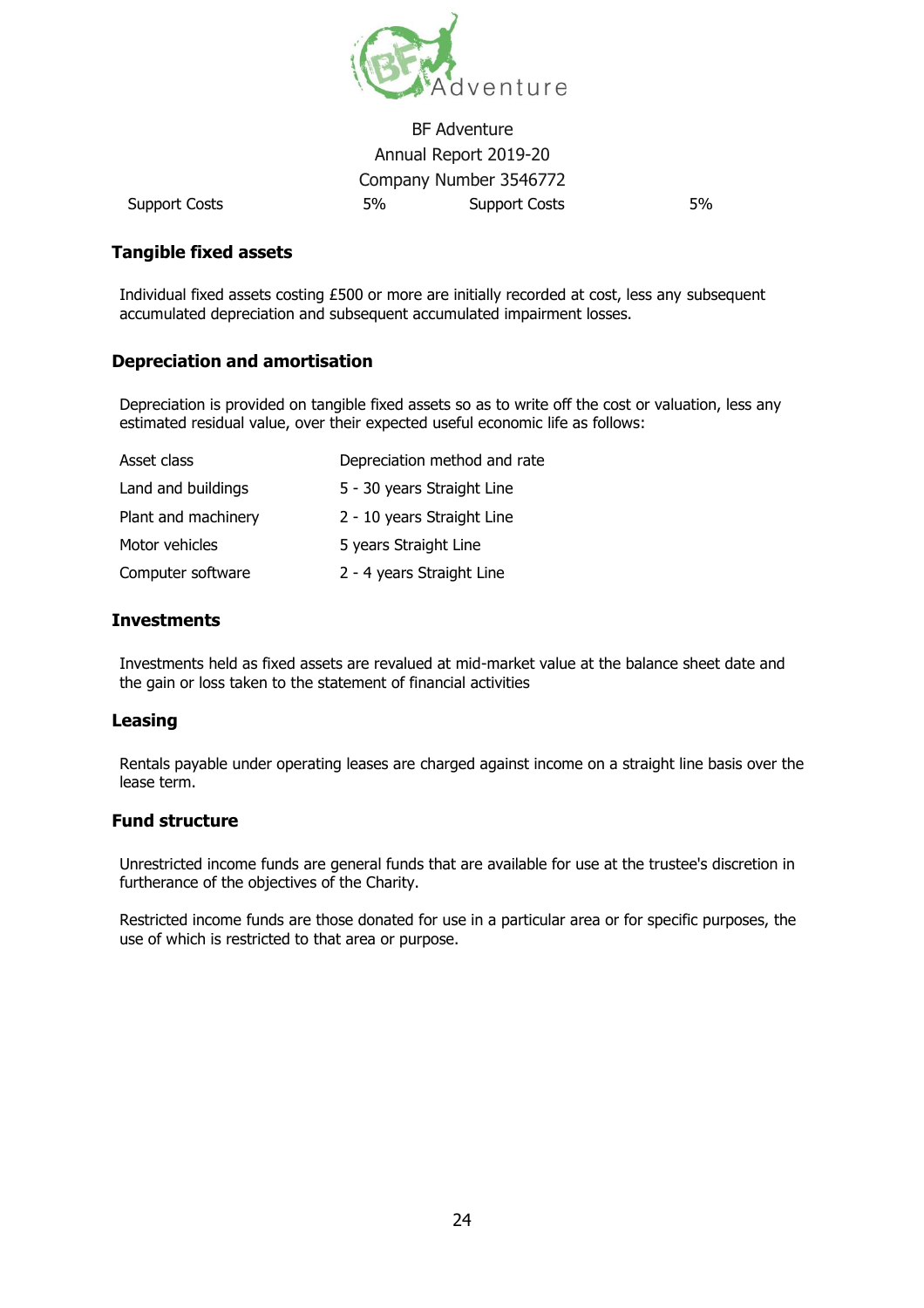| Support Costs | 5% | Support Costs | 5% |
|---|---|---|---|

## Tangible fixed assets

Individual fixed assets costing £500 or more are initially recorded at cost, less any subsequent accumulated depreciation and subsequent accumulated impairment losses.

## Depreciation and amortisation

Depreciation is provided on tangible fixed assets so as to write off the cost or valuation, less any estimated residual value, over their expected useful economic life as follows:

| Asset class | Depreciation method and rate |
|---|---|
| Land and buildings | 5 - 30 years Straight Line |
| Plant and machinery | 2 - 10 years Straight Line |
| Motor vehicles | 5 years Straight Line |
| Computer software | 2 - 4 years Straight Line |

## Investments

Investments held as fixed assets are revalued at mid-market value at the balance sheet date and the gain or loss taken to the statement of financial activities

## Leasing

Rentals payable under operating leases are charged against income on a straight line basis over the lease term.

## Fund structure

Unrestricted income funds are general funds that are available for use at the trustee's discretion in furtherance of the objectives of the Charity.

Restricted income funds are those donated for use in a particular area or for specific purposes, the use of which is restricted to that area or purpose.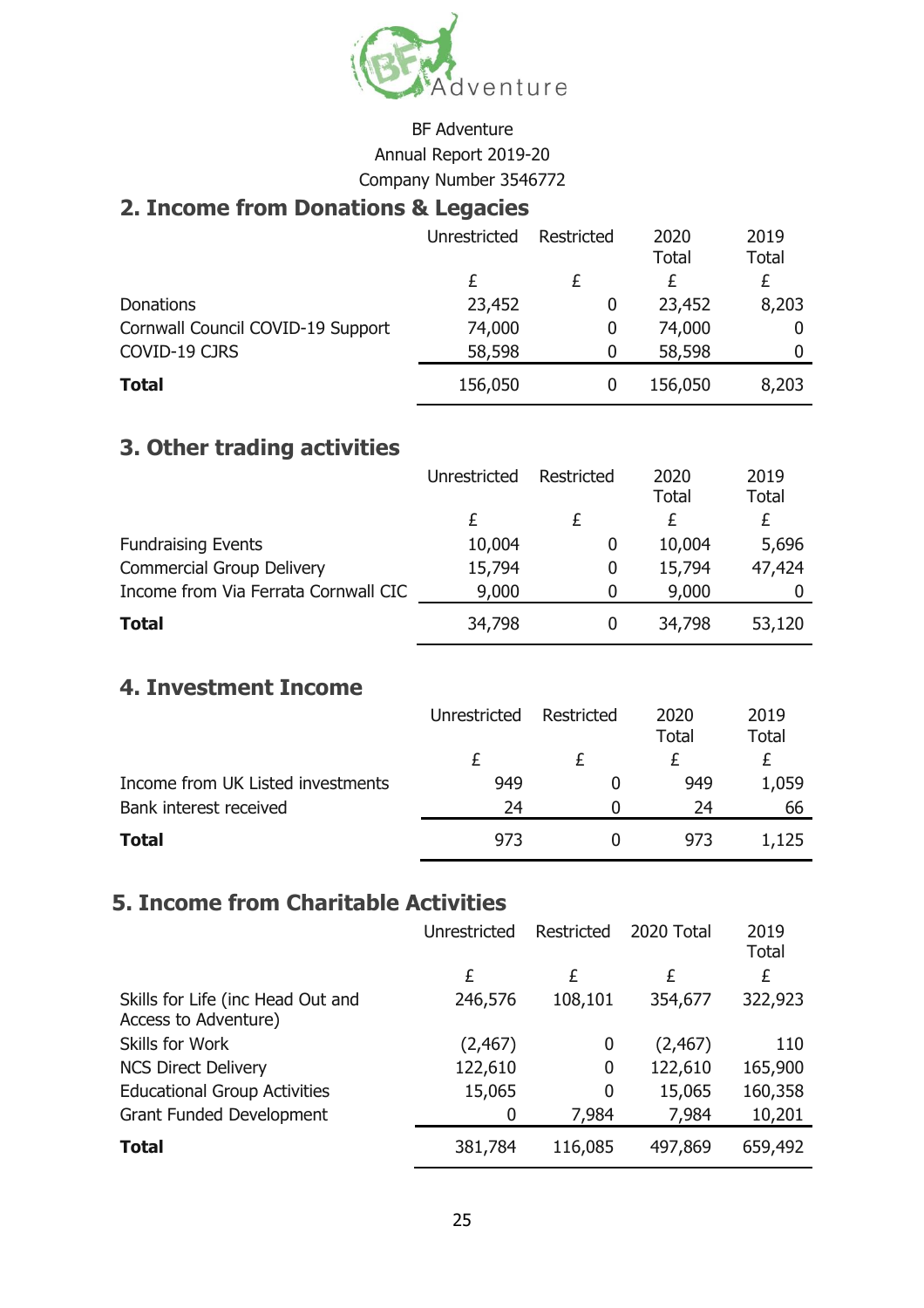BF Adventure

Annual Report 2019-20

Company Number 3546772

## 2. Income from Donations & Legacies

| | Unrestricted | Restricted | 2020 Total | 2019 Total |
|---|---|---|---|---|
| | £ | £ | £ | £ |
| Donations | 23,452 | 0 | 23,452 | 8,203 |
| Cornwall Council COVID-19 Support | 74,000 | 0 | 74,000 | 0 |
| COVID-19 CJRS | 58,598 | 0 | 58,598 | 0 |
| **Total** | 156,050 | 0 | 156,050 | 8,203 |

## 3. Other trading activities

| | Unrestricted | Restricted | 2020 Total | 2019 Total |
|---|---|---|---|---|
| | £ | £ | £ | £ |
| Fundraising Events | 10,004 | 0 | 10,004 | 5,696 |
| Commercial Group Delivery | 15,794 | 0 | 15,794 | 47,424 |
| Income from Via Ferrata Cornwall CIC | 9,000 | 0 | 9,000 | 0 |
| **Total** | 34,798 | 0 | 34,798 | 53,120 |

## 4. Investment Income

| | Unrestricted | Restricted | 2020 Total | 2019 Total |
|---|---|---|---|---|
| | £ | £ | £ | £ |
| Income from UK Listed investments | 949 | 0 | 949 | 1,059 |
| Bank interest received | 24 | 0 | 24 | 66 |
| **Total** | 973 | 0 | 973 | 1,125 |

## 5. Income from Charitable Activities

| | Unrestricted | Restricted | 2020 Total | 2019 Total |
|---|---|---|---|---|
| | £ | £ | £ | £ |
| Skills for Life (inc Head Out and Access to Adventure) | 246,576 | 108,101 | 354,677 | 322,923 |
| Skills for Work | (2,467) | 0 | (2,467) | 110 |
| NCS Direct Delivery | 122,610 | 0 | 122,610 | 165,900 |
| Educational Group Activities | 15,065 | 0 | 15,065 | 160,358 |
| Grant Funded Development | 0 | 7,984 | 7,984 | 10,201 |
| **Total** | 381,784 | 116,085 | 497,869 | 659,492 |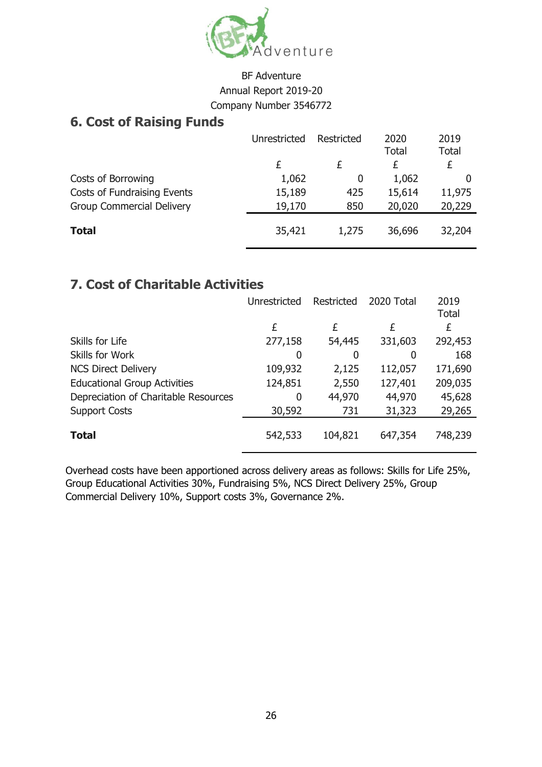BF Adventure
Annual Report 2019-20
Company Number 3546772

## 6. Cost of Raising Funds

| | Unrestricted | Restricted | 2020 Total | 2019 Total |
|---|---|---|---|---|
| | £ | £ | £ | £ |
| Costs of Borrowing | 1,062 | 0 | 1,062 | 0 |
| Costs of Fundraising Events | 15,189 | 425 | 15,614 | 11,975 |
| Group Commercial Delivery | 19,170 | 850 | 20,020 | 20,229 |
| **Total** | 35,421 | 1,275 | 36,696 | 32,204 |

## 7. Cost of Charitable Activities

| | Unrestricted | Restricted | 2020 Total | 2019 Total |
|---|---|---|---|---|
| | £ | £ | £ | £ |
| Skills for Life | 277,158 | 54,445 | 331,603 | 292,453 |
| Skills for Work | 0 | 0 | 0 | 168 |
| NCS Direct Delivery | 109,932 | 2,125 | 112,057 | 171,690 |
| Educational Group Activities | 124,851 | 2,550 | 127,401 | 209,035 |
| Depreciation of Charitable Resources | 0 | 44,970 | 44,970 | 45,628 |
| Support Costs | 30,592 | 731 | 31,323 | 29,265 |
| **Total** | 542,533 | 104,821 | 647,354 | 748,239 |

Overhead costs have been apportioned across delivery areas as follows: Skills for Life 25%, Group Educational Activities 30%, Fundraising 5%, NCS Direct Delivery 25%, Group Commercial Delivery 10%, Support costs 3%, Governance 2%.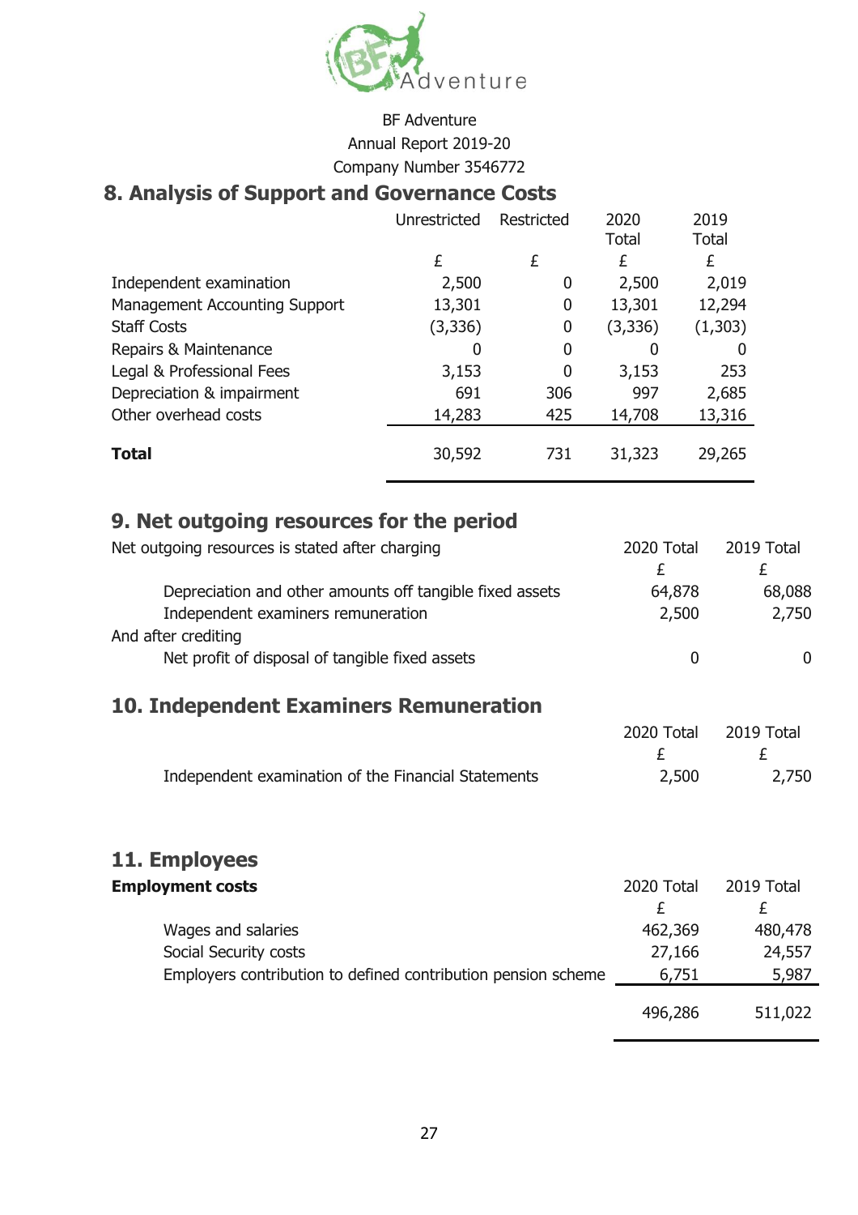BF Adventure
Annual Report 2019-20
Company Number 3546772

## 8. Analysis of Support and Governance Costs

| | Unrestricted | Restricted | 2020 Total | 2019 Total |
|---|---|---|---|---|
| | £ | £ | £ | £ |
| Independent examination | 2,500 | 0 | 2,500 | 2,019 |
| Management Accounting Support | 13,301 | 0 | 13,301 | 12,294 |
| Staff Costs | (3,336) | 0 | (3,336) | (1,303) |
| Repairs & Maintenance | 0 | 0 | 0 | 0 |
| Legal & Professional Fees | 3,153 | 0 | 3,153 | 253 |
| Depreciation & impairment | 691 | 306 | 997 | 2,685 |
| Other overhead costs | 14,283 | 425 | 14,708 | 13,316 |
| **Total** | 30,592 | 731 | 31,323 | 29,265 |

## 9. Net outgoing resources for the period

| Net outgoing resources is stated after charging | 2020 Total | 2019 Total |
|---|---|---|
| | £ | £ |
| Depreciation and other amounts off tangible fixed assets | 64,878 | 68,088 |
| Independent examiners remuneration | 2,500 | 2,750 |
| And after crediting | | |
| Net profit of disposal of tangible fixed assets | 0 | 0 |

## 10. Independent Examiners Remuneration

| | 2020 Total | 2019 Total |
|---|---|---|
| | £ | £ |
| Independent examination of the Financial Statements | 2,500 | 2,750 |

## 11. Employees

| **Employment costs** | 2020 Total | 2019 Total |
|---|---|---|
| | £ | £ |
| Wages and salaries | 462,369 | 480,478 |
| Social Security costs | 27,166 | 24,557 |
| Employers contribution to defined contribution pension scheme | 6,751 | 5,987 |
| | 496,286 | 511,022 |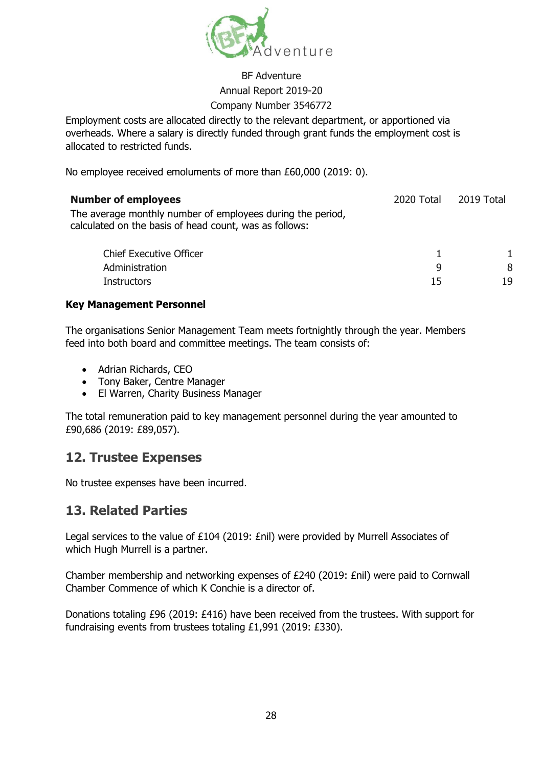Employment costs are allocated directly to the relevant department, or apportioned via overheads. Where a salary is directly funded through grant funds the employment cost is allocated to restricted funds.

No employee received emoluments of more than £60,000 (2019: 0).

| **Number of employees**<br>The average monthly number of employees during the period, calculated on the basis of head count, was as follows: | 2020 Total | 2019 Total |
|---|---|---|
| Chief Executive Officer | 1 | 1 |
| Administration | 9 | 8 |
| Instructors | 15 | 19 |

**Key Management Personnel**

The organisations Senior Management Team meets fortnightly through the year. Members feed into both board and committee meetings. The team consists of:

- Adrian Richards, CEO
- Tony Baker, Centre Manager
- El Warren, Charity Business Manager

The total remuneration paid to key management personnel during the year amounted to £90,686 (2019: £89,057).

## 12. Trustee Expenses

No trustee expenses have been incurred.

## 13. Related Parties

Legal services to the value of £104 (2019: £nil) were provided by Murrell Associates of which Hugh Murrell is a partner.

Chamber membership and networking expenses of £240 (2019: £nil) were paid to Cornwall Chamber Commence of which K Conchie is a director of.

Donations totaling £96 (2019: £416) have been received from the trustees. With support for fundraising events from trustees totaling £1,991 (2019: £330).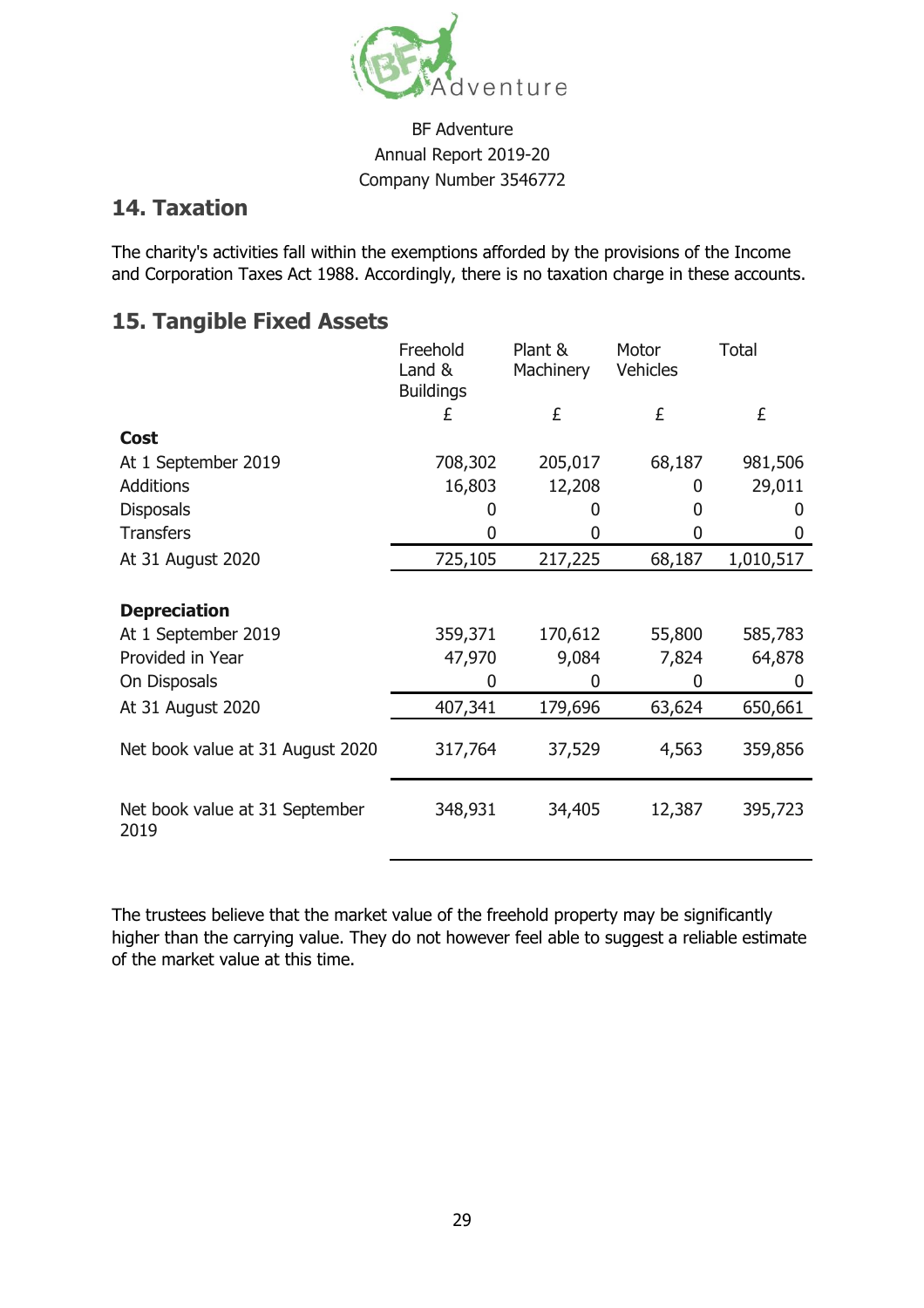BF Adventure
Annual Report 2019-20
Company Number 3546772

## 14. Taxation

The charity's activities fall within the exemptions afforded by the provisions of the Income and Corporation Taxes Act 1988. Accordingly, there is no taxation charge in these accounts.

## 15. Tangible Fixed Assets

| | Freehold Land & Buildings | Plant & Machinery | Motor Vehicles | Total |
|---|---|---|---|---|
| | £ | £ | £ | £ |
| **Cost** | | | | |
| At 1 September 2019 | 708,302 | 205,017 | 68,187 | 981,506 |
| Additions | 16,803 | 12,208 | 0 | 29,011 |
| Disposals | 0 | 0 | 0 | 0 |
| Transfers | 0 | 0 | 0 | 0 |
| At 31 August 2020 | 725,105 | 217,225 | 68,187 | 1,010,517 |
| **Depreciation** | | | | |
| At 1 September 2019 | 359,371 | 170,612 | 55,800 | 585,783 |
| Provided in Year | 47,970 | 9,084 | 7,824 | 64,878 |
| On Disposals | 0 | 0 | 0 | 0 |
| At 31 August 2020 | 407,341 | 179,696 | 63,624 | 650,661 |
| Net book value at 31 August 2020 | 317,764 | 37,529 | 4,563 | 359,856 |
| Net book value at 31 September 2019 | 348,931 | 34,405 | 12,387 | 395,723 |

The trustees believe that the market value of the freehold property may be significantly higher than the carrying value. They do not however feel able to suggest a reliable estimate of the market value at this time.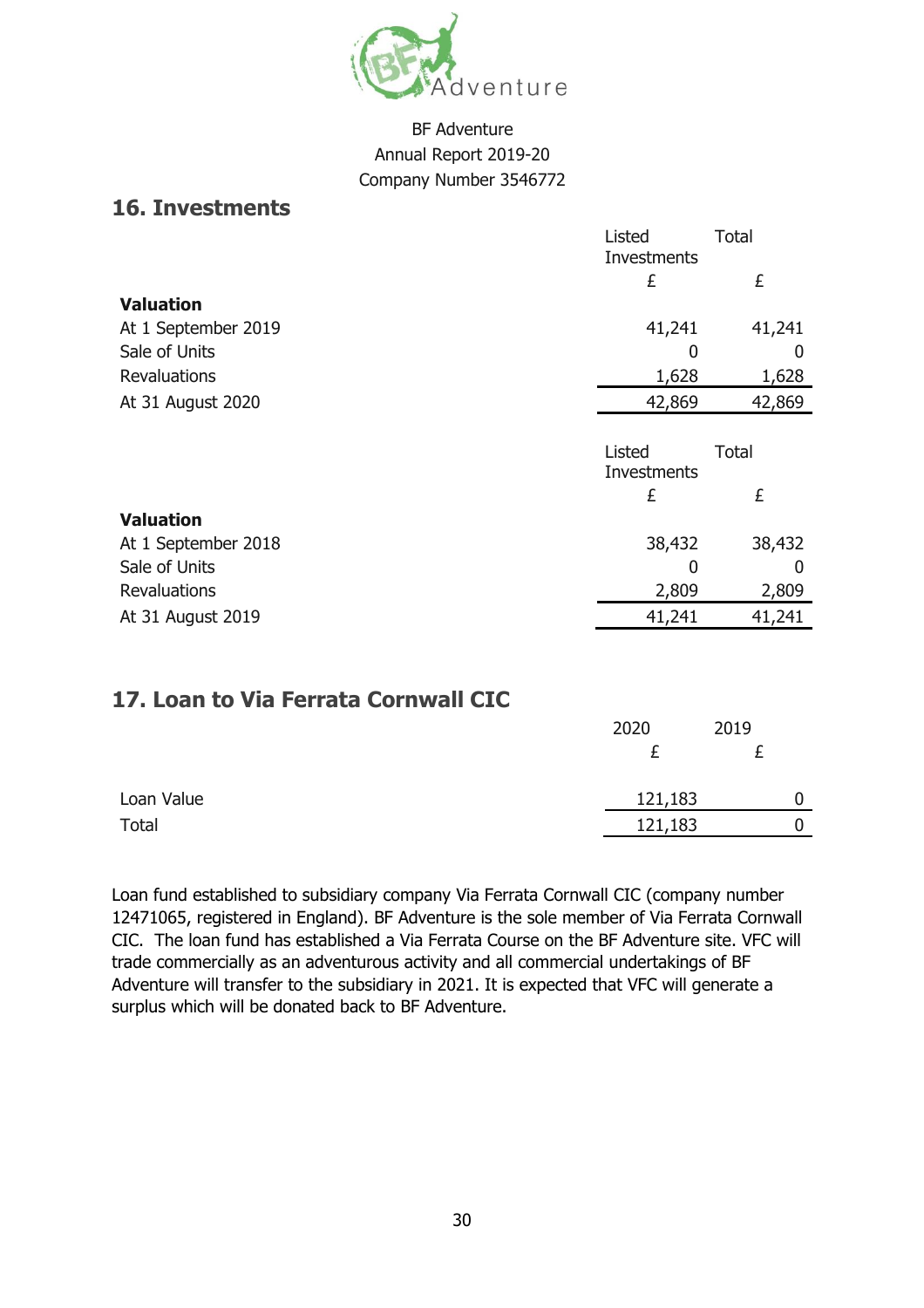BF Adventure
Annual Report 2019-20
Company Number 3546772

## 16. Investments

| | Listed Investments | Total |
|---|---|---|
| | £ | £ |
| **Valuation** | | |
| At 1 September 2019 | 41,241 | 41,241 |
| Sale of Units | 0 | 0 |
| Revaluations | 1,628 | 1,628 |
| At 31 August 2020 | 42,869 | 42,869 |

| | Listed Investments | Total |
|---|---|---|
| | £ | £ |
| **Valuation** | | |
| At 1 September 2018 | 38,432 | 38,432 |
| Sale of Units | 0 | 0 |
| Revaluations | 2,809 | 2,809 |
| At 31 August 2019 | 41,241 | 41,241 |

## 17. Loan to Via Ferrata Cornwall CIC

| | 2020 | 2019 |
|---|---|---|
| | £ | £ |
| Loan Value | 121,183 | 0 |
| Total | 121,183 | 0 |

Loan fund established to subsidiary company Via Ferrata Cornwall CIC (company number 12471065, registered in England). BF Adventure is the sole member of Via Ferrata Cornwall CIC. The loan fund has established a Via Ferrata Course on the BF Adventure site. VFC will trade commercially as an adventurous activity and all commercial undertakings of BF Adventure will transfer to the subsidiary in 2021. It is expected that VFC will generate a surplus which will be donated back to BF Adventure.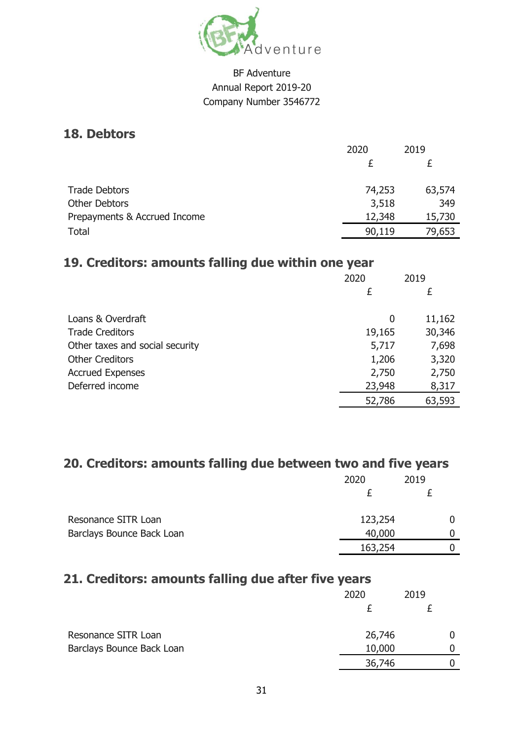BF Adventure
Annual Report 2019-20
Company Number 3546772

## 18. Debtors

| | 2020 | 2019 |
|---|---|---|
| | £ | £ |
| Trade Debtors | 74,253 | 63,574 |
| Other Debtors | 3,518 | 349 |
| Prepayments & Accrued Income | 12,348 | 15,730 |
| Total | 90,119 | 79,653 |

## 19. Creditors: amounts falling due within one year

| | 2020 | 2019 |
|---|---|---|
| | £ | £ |
| Loans & Overdraft | 0 | 11,162 |
| Trade Creditors | 19,165 | 30,346 |
| Other taxes and social security | 5,717 | 7,698 |
| Other Creditors | 1,206 | 3,320 |
| Accrued Expenses | 2,750 | 2,750 |
| Deferred income | 23,948 | 8,317 |
| | 52,786 | 63,593 |

## 20. Creditors: amounts falling due between two and five years

| | 2020 | 2019 |
|---|---|---|
| | £ | £ |
| Resonance SITR Loan | 123,254 | 0 |
| Barclays Bounce Back Loan | 40,000 | 0 |
| | 163,254 | 0 |

## 21. Creditors: amounts falling due after five years

| | 2020 | 2019 |
|---|---|---|
| | £ | £ |
| Resonance SITR Loan | 26,746 | 0 |
| Barclays Bounce Back Loan | 10,000 | 0 |
| | 36,746 | 0 |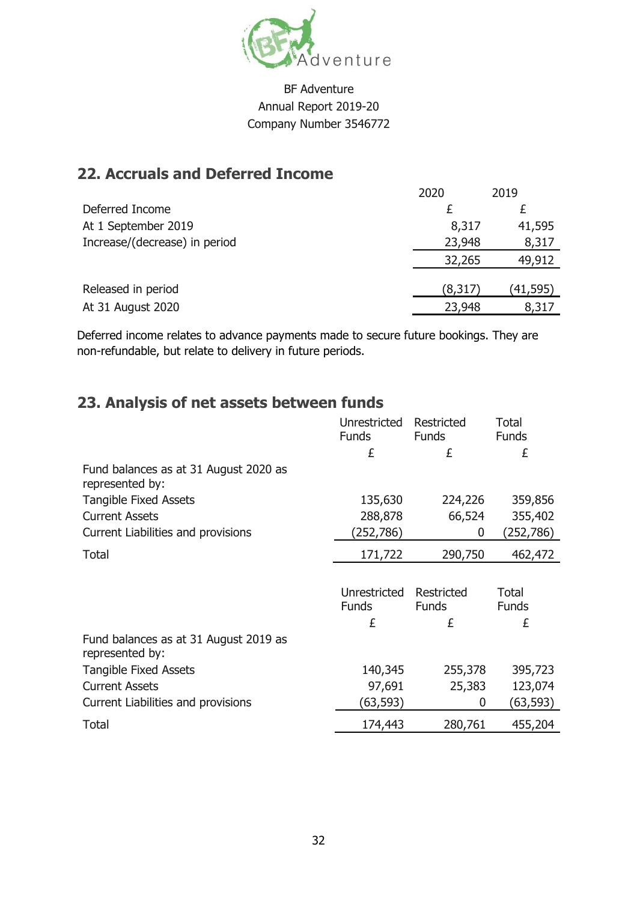BF Adventure
Annual Report 2019-20
Company Number 3546772

## 22. Accruals and Deferred Income

| | 2020 | 2019 |
|---|---|---|
| Deferred Income | £ | £ |
| At 1 September 2019 | 8,317 | 41,595 |
| Increase/(decrease) in period | 23,948 | 8,317 |
| | 32,265 | 49,912 |
| Released in period | (8,317) | (41,595) |
| At 31 August 2020 | 23,948 | 8,317 |

Deferred income relates to advance payments made to secure future bookings. They are non-refundable, but relate to delivery in future periods.

## 23. Analysis of net assets between funds

| | Unrestricted Funds | Restricted Funds | Total Funds |
|---|---|---|---|
| | £ | £ | £ |
| Fund balances as at 31 August 2020 as represented by: | | | |
| Tangible Fixed Assets | 135,630 | 224,226 | 359,856 |
| Current Assets | 288,878 | 66,524 | 355,402 |
| Current Liabilities and provisions | (252,786) | 0 | (252,786) |
| Total | 171,722 | 290,750 | 462,472 |

| | Unrestricted Funds | Restricted Funds | Total Funds |
|---|---|---|---|
| | £ | £ | £ |
| Fund balances as at 31 August 2019 as represented by: | | | |
| Tangible Fixed Assets | 140,345 | 255,378 | 395,723 |
| Current Assets | 97,691 | 25,383 | 123,074 |
| Current Liabilities and provisions | (63,593) | 0 | (63,593) |
| Total | 174,443 | 280,761 | 455,204 |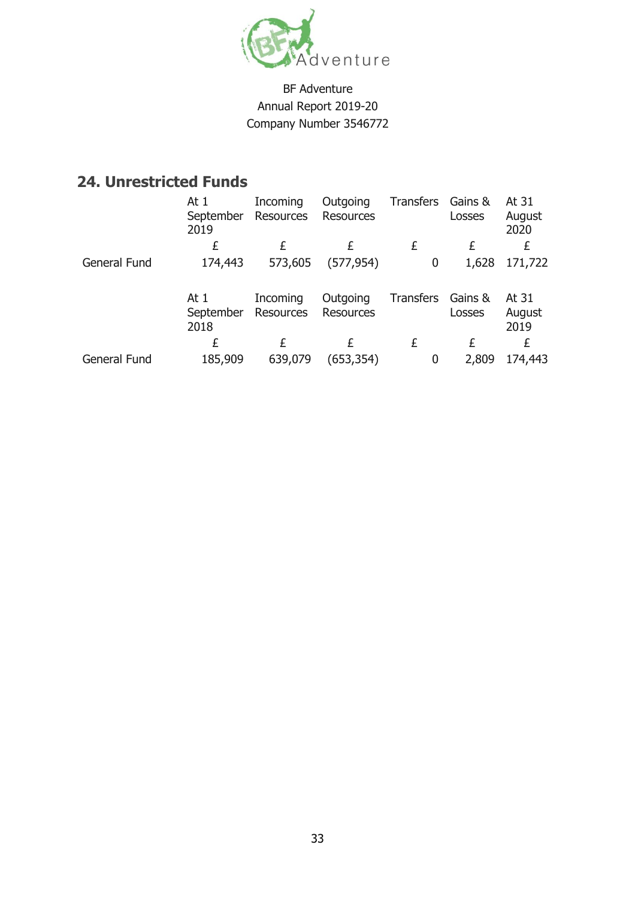BF Adventure
Annual Report 2019-20
Company Number 3546772

## 24. Unrestricted Funds

| | At 1 September 2019 | Incoming Resources | Outgoing Resources | Transfers | Gains & Losses | At 31 August 2020 |
|---|---|---|---|---|---|---|
| | £ | £ | £ | £ | £ | £ |
| General Fund | 174,443 | 573,605 | (577,954) | 0 | 1,628 | 171,722 |

| | At 1 September 2018 | Incoming Resources | Outgoing Resources | Transfers | Gains & Losses | At 31 August 2019 |
|---|---|---|---|---|---|---|
| | £ | £ | £ | £ | £ | £ |
| General Fund | 185,909 | 639,079 | (653,354) | 0 | 2,809 | 174,443 |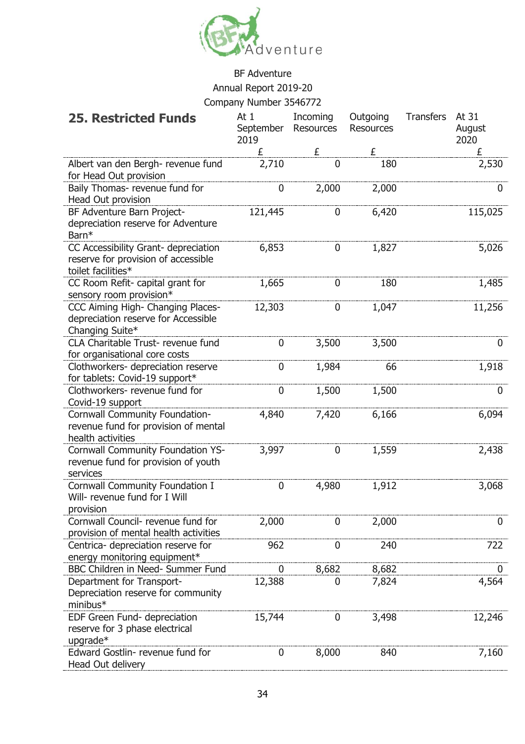BF Adventure
Annual Report 2019-20
Company Number 3546772

## 25. Restricted Funds

| | At 1 September 2019 | Incoming Resources | Outgoing Resources | Transfers | At 31 August 2020 |
|---|---|---|---|---|---|
| | £ | £ | £ | | £ |
| Albert van den Bergh- revenue fund for Head Out provision | 2,710 | 0 | 180 | | 2,530 |
| Baily Thomas- revenue fund for Head Out provision | 0 | 2,000 | 2,000 | | 0 |
| BF Adventure Barn Project- depreciation reserve for Adventure Barn* | 121,445 | 0 | 6,420 | | 115,025 |
| CC Accessibility Grant- depreciation reserve for provision of accessible toilet facilities* | 6,853 | 0 | 1,827 | | 5,026 |
| CC Room Refit- capital grant for sensory room provision* | 1,665 | 0 | 180 | | 1,485 |
| CCC Aiming High- Changing Places- depreciation reserve for Accessible Changing Suite* | 12,303 | 0 | 1,047 | | 11,256 |
| CLA Charitable Trust- revenue fund for organisational core costs | 0 | 3,500 | 3,500 | | 0 |
| Clothworkers- depreciation reserve for tablets: Covid-19 support* | 0 | 1,984 | 66 | | 1,918 |
| Clothworkers- revenue fund for Covid-19 support | 0 | 1,500 | 1,500 | | 0 |
| Cornwall Community Foundation- revenue fund for provision of mental health activities | 4,840 | 7,420 | 6,166 | | 6,094 |
| Cornwall Community Foundation YS- revenue fund for provision of youth services | 3,997 | 0 | 1,559 | | 2,438 |
| Cornwall Community Foundation I Will- revenue fund for I Will provision | 0 | 4,980 | 1,912 | | 3,068 |
| Cornwall Council- revenue fund for provision of mental health activities | 2,000 | 0 | 2,000 | | 0 |
| Centrica- depreciation reserve for energy monitoring equipment* | 962 | 0 | 240 | | 722 |
| BBC Children in Need- Summer Fund | 0 | 8,682 | 8,682 | | 0 |
| Department for Transport- Depreciation reserve for community minibus* | 12,388 | 0 | 7,824 | | 4,564 |
| EDF Green Fund- depreciation reserve for 3 phase electrical upgrade* | 15,744 | 0 | 3,498 | | 12,246 |
| Edward Gostlin- revenue fund for Head Out delivery | 0 | 8,000 | 840 | | 7,160 |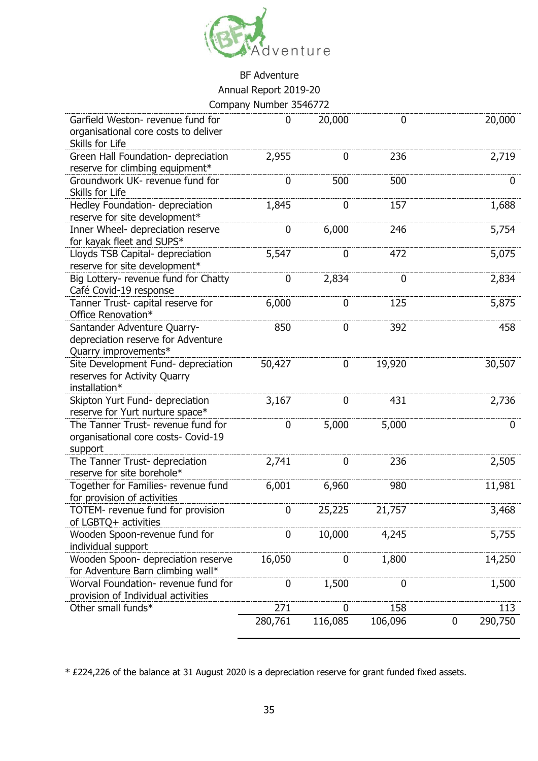BF Adventure
Annual Report 2019-20
Company Number 3546772

| | | | | | |
|---|---|---|---|---|---|
| Garfield Weston- revenue fund for organisational core costs to deliver Skills for Life | 0 | 20,000 | 0 | | 20,000 |
| Green Hall Foundation- depreciation reserve for climbing equipment* | 2,955 | 0 | 236 | | 2,719 |
| Groundwork UK- revenue fund for Skills for Life | 0 | 500 | 500 | | 0 |
| Hedley Foundation- depreciation reserve for site development* | 1,845 | 0 | 157 | | 1,688 |
| Inner Wheel- depreciation reserve for kayak fleet and SUPS* | 0 | 6,000 | 246 | | 5,754 |
| Lloyds TSB Capital- depreciation reserve for site development* | 5,547 | 0 | 472 | | 5,075 |
| Big Lottery- revenue fund for Chatty Café Covid-19 response | 0 | 2,834 | 0 | | 2,834 |
| Tanner Trust- capital reserve for Office Renovation* | 6,000 | 0 | 125 | | 5,875 |
| Santander Adventure Quarry- depreciation reserve for Adventure Quarry improvements* | 850 | 0 | 392 | | 458 |
| Site Development Fund- depreciation reserves for Activity Quarry installation* | 50,427 | 0 | 19,920 | | 30,507 |
| Skipton Yurt Fund- depreciation reserve for Yurt nurture space* | 3,167 | 0 | 431 | | 2,736 |
| The Tanner Trust- revenue fund for organisational core costs- Covid-19 support | 0 | 5,000 | 5,000 | | 0 |
| The Tanner Trust- depreciation reserve for site borehole* | 2,741 | 0 | 236 | | 2,505 |
| Together for Families- revenue fund for provision of activities | 6,001 | 6,960 | 980 | | 11,981 |
| TOTEM- revenue fund for provision of LGBTQ+ activities | 0 | 25,225 | 21,757 | | 3,468 |
| Wooden Spoon-revenue fund for individual support | 0 | 10,000 | 4,245 | | 5,755 |
| Wooden Spoon- depreciation reserve for Adventure Barn climbing wall* | 16,050 | 0 | 1,800 | | 14,250 |
| Worval Foundation- revenue fund for provision of Individual activities | 0 | 1,500 | 0 | | 1,500 |
| Other small funds* | 271 | 0 | 158 | | 113 |
| | 280,761 | 116,085 | 106,096 | 0 | 290,750 |

* £224,226 of the balance at 31 August 2020 is a depreciation reserve for grant funded fixed assets.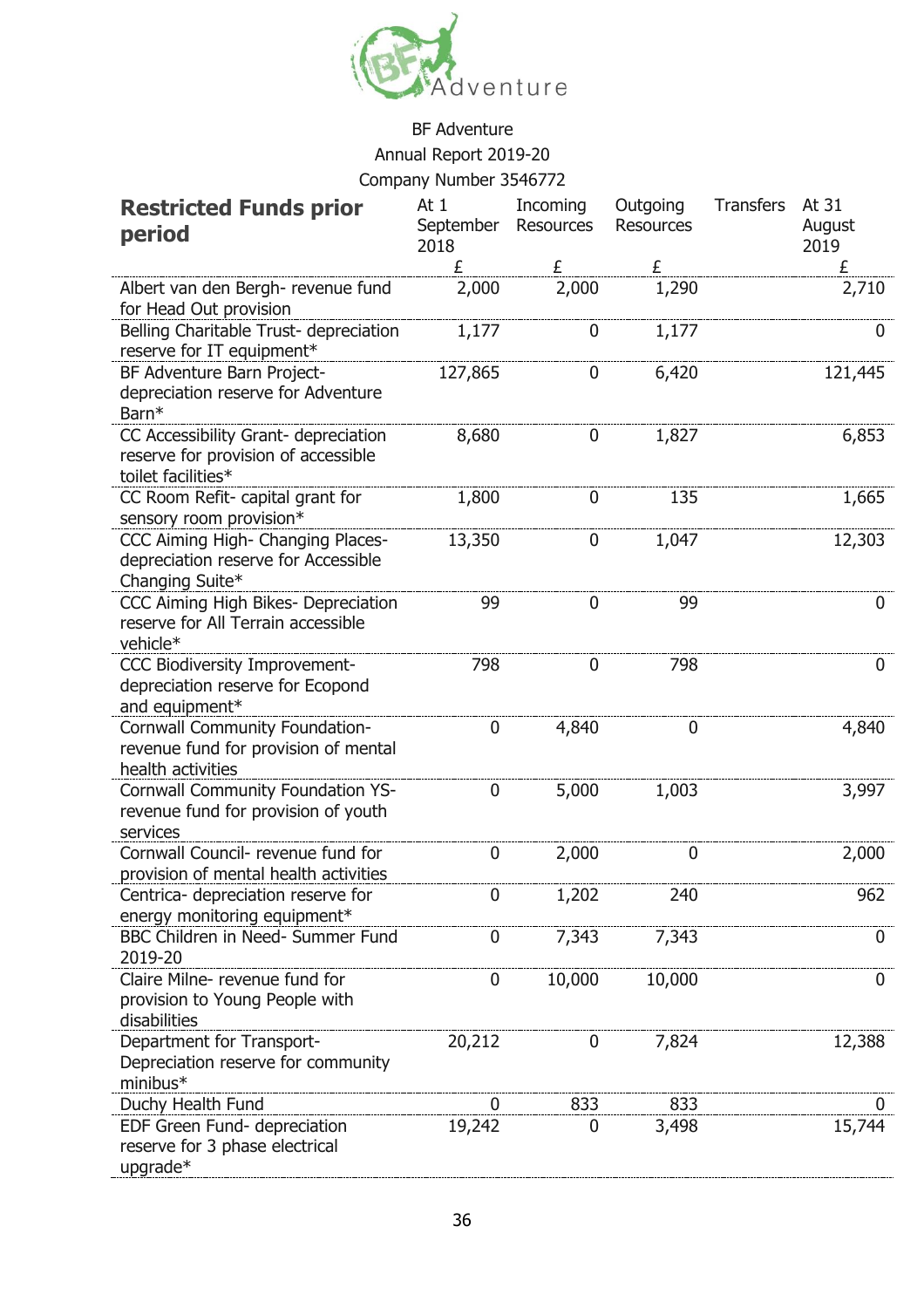BF Adventure
Annual Report 2019-20
Company Number 3546772

| **Restricted Funds prior period** | At 1 September 2018 | Incoming Resources | Outgoing Resources | Transfers | At 31 August 2019 |
|---|---|---|---|---|---|
| | £ | £ | £ | | £ |
| Albert van den Bergh- revenue fund for Head Out provision | 2,000 | 2,000 | 1,290 | | 2,710 |
| Belling Charitable Trust- depreciation reserve for IT equipment* | 1,177 | 0 | 1,177 | | 0 |
| BF Adventure Barn Project- depreciation reserve for Adventure Barn* | 127,865 | 0 | 6,420 | | 121,445 |
| CC Accessibility Grant- depreciation reserve for provision of accessible toilet facilities* | 8,680 | 0 | 1,827 | | 6,853 |
| CC Room Refit- capital grant for sensory room provision* | 1,800 | 0 | 135 | | 1,665 |
| CCC Aiming High- Changing Places- depreciation reserve for Accessible Changing Suite* | 13,350 | 0 | 1,047 | | 12,303 |
| CCC Aiming High Bikes- Depreciation reserve for All Terrain accessible vehicle* | 99 | 0 | 99 | | 0 |
| CCC Biodiversity Improvement- depreciation reserve for Ecopond and equipment* | 798 | 0 | 798 | | 0 |
| Cornwall Community Foundation- revenue fund for provision of mental health activities | 0 | 4,840 | 0 | | 4,840 |
| Cornwall Community Foundation YS- revenue fund for provision of youth services | 0 | 5,000 | 1,003 | | 3,997 |
| Cornwall Council- revenue fund for provision of mental health activities | 0 | 2,000 | 0 | | 2,000 |
| Centrica- depreciation reserve for energy monitoring equipment* | 0 | 1,202 | 240 | | 962 |
| BBC Children in Need- Summer Fund 2019-20 | 0 | 7,343 | 7,343 | | 0 |
| Claire Milne- revenue fund for provision to Young People with disabilities | 0 | 10,000 | 10,000 | | 0 |
| Department for Transport- Depreciation reserve for community minibus* | 20,212 | 0 | 7,824 | | 12,388 |
| Duchy Health Fund | 0 | 833 | 833 | | 0 |
| EDF Green Fund- depreciation reserve for 3 phase electrical upgrade* | 19,242 | 0 | 3,498 | | 15,744 |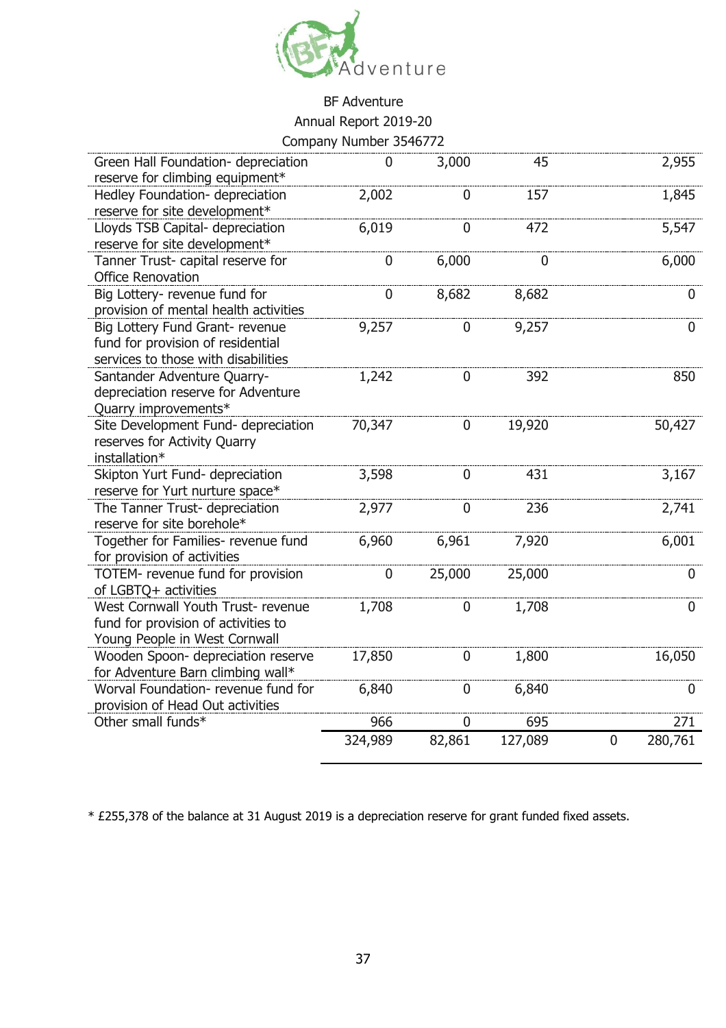BF Adventure
Annual Report 2019-20
Company Number 3546772

| | | | | | |
|---|---|---|---|---|---|
| Green Hall Foundation- depreciation reserve for climbing equipment* | 0 | 3,000 | 45 | | 2,955 |
| Hedley Foundation- depreciation reserve for site development* | 2,002 | 0 | 157 | | 1,845 |
| Lloyds TSB Capital- depreciation reserve for site development* | 6,019 | 0 | 472 | | 5,547 |
| Tanner Trust- capital reserve for Office Renovation | 0 | 6,000 | 0 | | 6,000 |
| Big Lottery- revenue fund for provision of mental health activities | 0 | 8,682 | 8,682 | | 0 |
| Big Lottery Fund Grant- revenue fund for provision of residential services to those with disabilities | 9,257 | 0 | 9,257 | | 0 |
| Santander Adventure Quarry- depreciation reserve for Adventure Quarry improvements* | 1,242 | 0 | 392 | | 850 |
| Site Development Fund- depreciation reserves for Activity Quarry installation* | 70,347 | 0 | 19,920 | | 50,427 |
| Skipton Yurt Fund- depreciation reserve for Yurt nurture space* | 3,598 | 0 | 431 | | 3,167 |
| The Tanner Trust- depreciation reserve for site borehole* | 2,977 | 0 | 236 | | 2,741 |
| Together for Families- revenue fund for provision of activities | 6,960 | 6,961 | 7,920 | | 6,001 |
| TOTEM- revenue fund for provision of LGBTQ+ activities | 0 | 25,000 | 25,000 | | 0 |
| West Cornwall Youth Trust- revenue fund for provision of activities to Young People in West Cornwall | 1,708 | 0 | 1,708 | | 0 |
| Wooden Spoon- depreciation reserve for Adventure Barn climbing wall* | 17,850 | 0 | 1,800 | | 16,050 |
| Worval Foundation- revenue fund for provision of Head Out activities | 6,840 | 0 | 6,840 | | 0 |
| Other small funds* | 966 | 0 | 695 | | 271 |
| | 324,989 | 82,861 | 127,089 | 0 | 280,761 |

* £255,378 of the balance at 31 August 2019 is a depreciation reserve for grant funded fixed assets.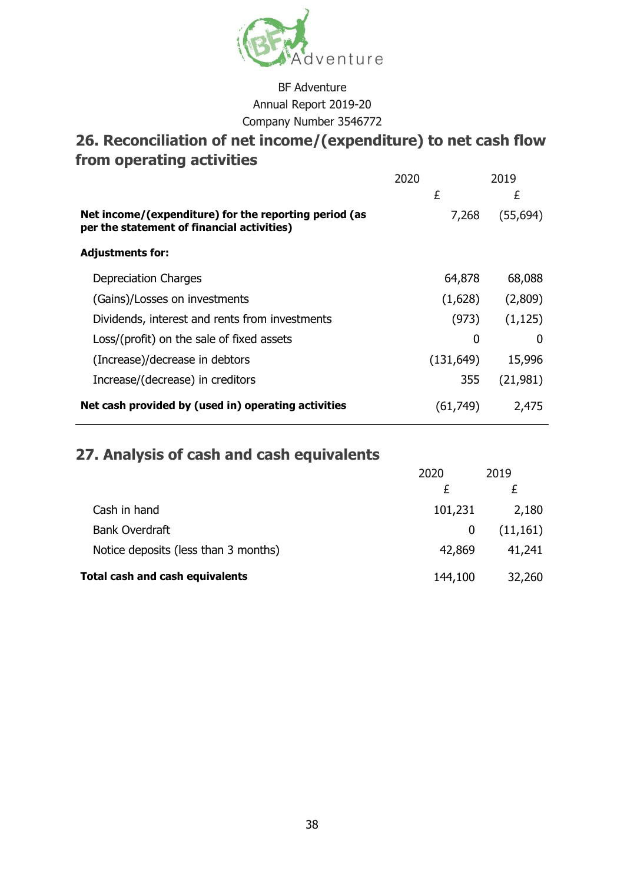BF Adventure
Annual Report 2019-20
Company Number 3546772

## 26. Reconciliation of net income/(expenditure) to net cash flow from operating activities

| | 2020 | 2019 |
|---|---|---|
| | £ | £ |
| **Net income/(expenditure) for the reporting period (as per the statement of financial activities)** | 7,268 | (55,694) |
| **Adjustments for:** | | |
| Depreciation Charges | 64,878 | 68,088 |
| (Gains)/Losses on investments | (1,628) | (2,809) |
| Dividends, interest and rents from investments | (973) | (1,125) |
| Loss/(profit) on the sale of fixed assets | 0 | 0 |
| (Increase)/decrease in debtors | (131,649) | 15,996 |
| Increase/(decrease) in creditors | 355 | (21,981) |
| **Net cash provided by (used in) operating activities** | (61,749) | 2,475 |

## 27. Analysis of cash and cash equivalents

| | 2020 | 2019 |
|---|---|---|
| | £ | £ |
| Cash in hand | 101,231 | 2,180 |
| Bank Overdraft | 0 | (11,161) |
| Notice deposits (less than 3 months) | 42,869 | 41,241 |
| **Total cash and cash equivalents** | 144,100 | 32,260 |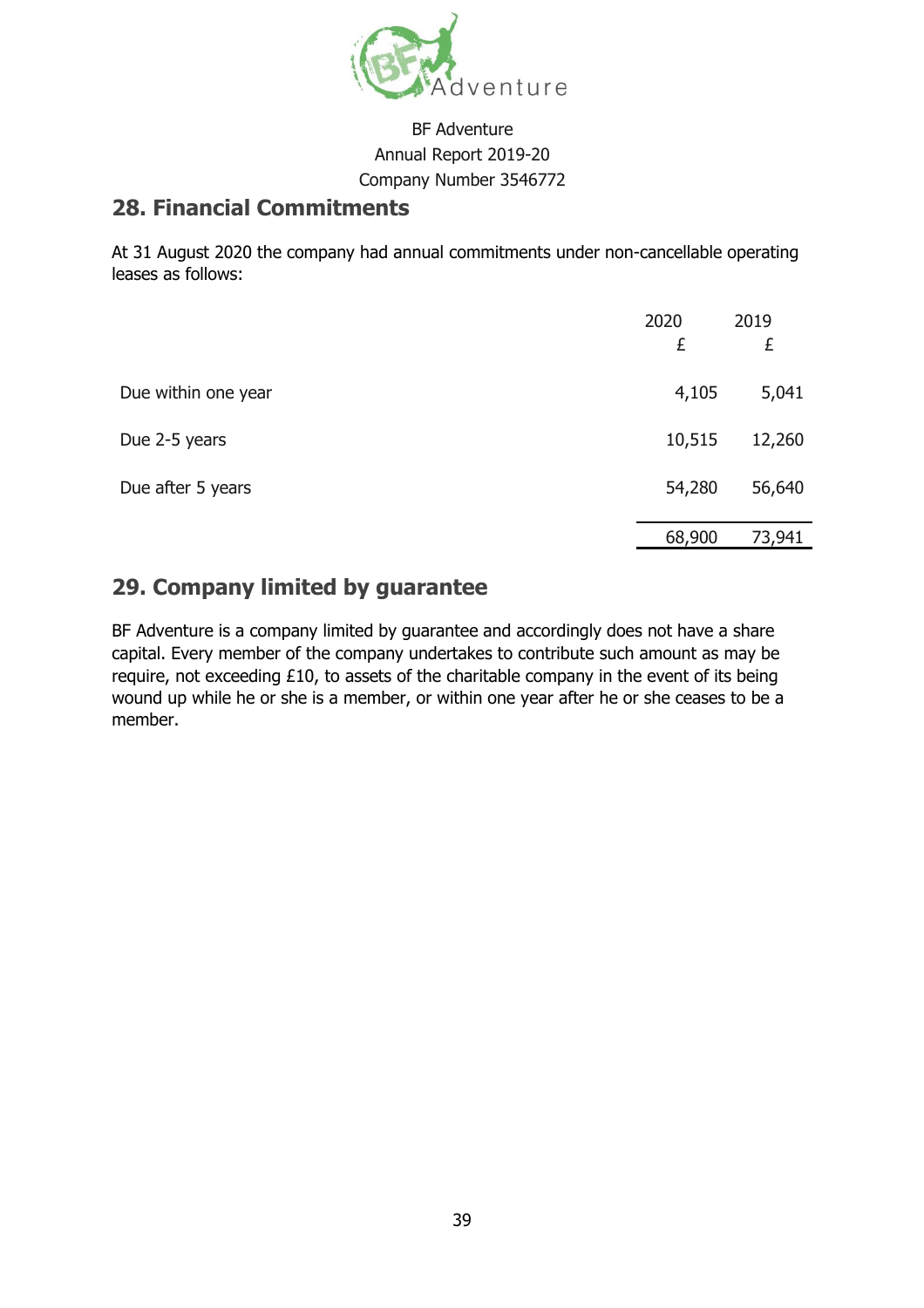## 28. Financial Commitments

At 31 August 2020 the company had annual commitments under non-cancellable operating leases as follows:

| | 2020<br>£ | 2019<br>£ |
|---|---|---|
| Due within one year | 4,105 | 5,041 |
| Due 2-5 years | 10,515 | 12,260 |
| Due after 5 years | 54,280 | 56,640 |
| | 68,900 | 73,941 |

## 29. Company limited by guarantee

BF Adventure is a company limited by guarantee and accordingly does not have a share capital. Every member of the company undertakes to contribute such amount as may be require, not exceeding £10, to assets of the charitable company in the event of its being wound up while he or she is a member, or within one year after he or she ceases to be a member.